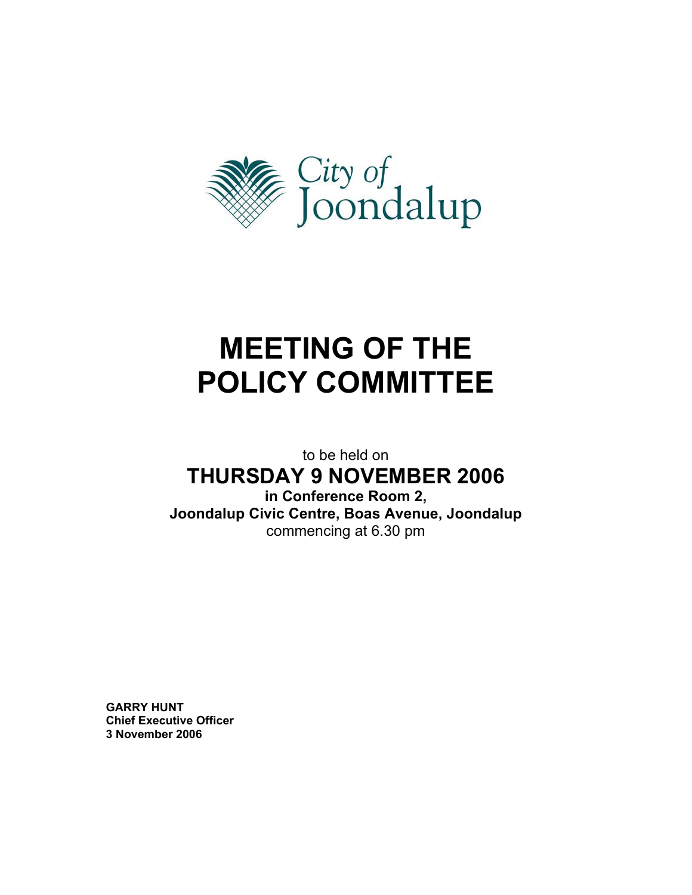City of Joondalup

# MEETING OF THE POLICY COMMITTEE

to be held on

## THURSDAY 9 NOVEMBER 2006

**in Conference Room 2,**
**Joondalup Civic Centre, Boas Avenue, Joondalup**
commencing at 6.30 pm

**GARRY HUNT**
**Chief Executive Officer**
**3 November 2006**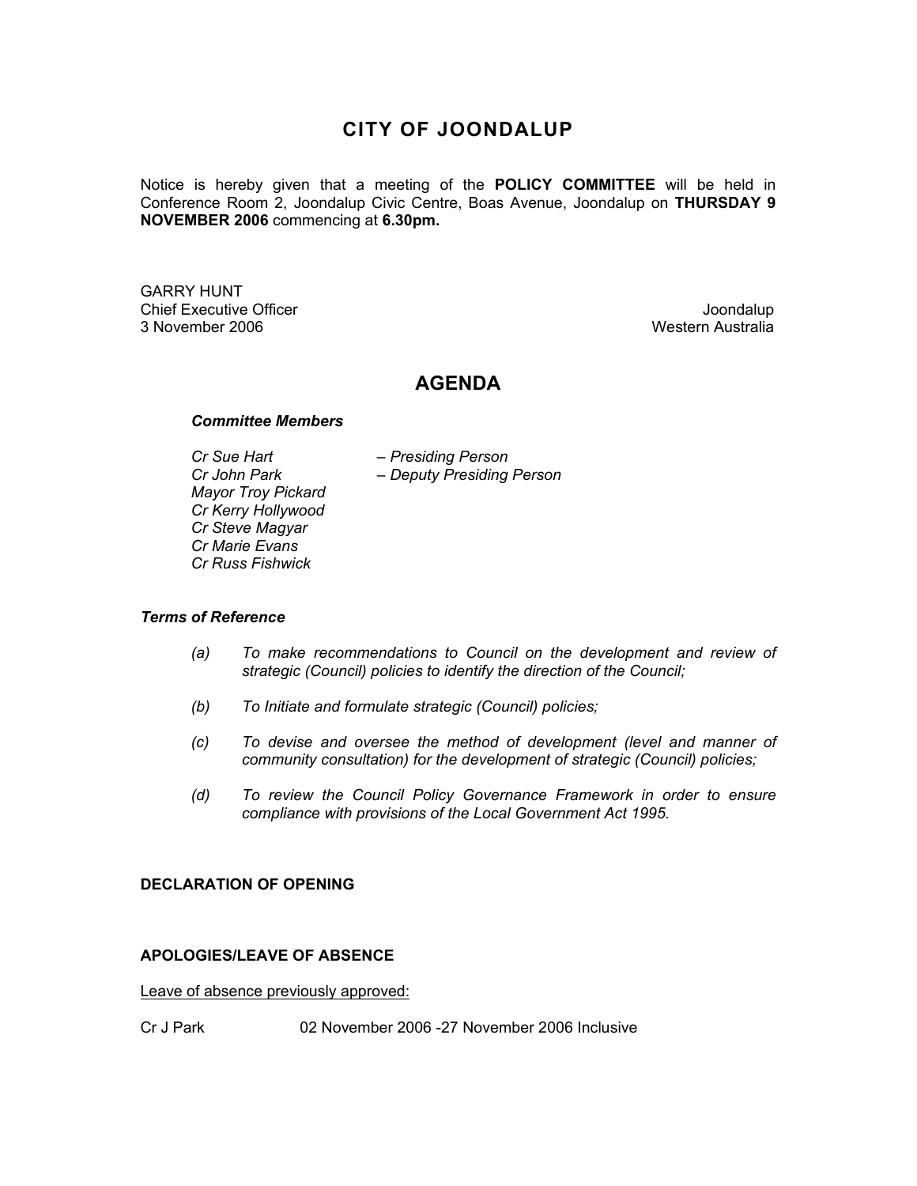# CITY OF JOONDALUP

Notice is hereby given that a meeting of the **POLICY COMMITTEE** will be held in Conference Room 2, Joondalup Civic Centre, Boas Avenue, Joondalup on **THURSDAY 9 NOVEMBER 2006** commencing at **6.30pm.**

GARRY HUNT
Chief Executive Officer
3 November 2006

Joondalup
Western Australia

## AGENDA

***Committee Members***

*Cr Sue Hart – Presiding Person*
*Cr John Park – Deputy Presiding Person*
*Mayor Troy Pickard*
*Cr Kerry Hollywood*
*Cr Steve Magyar*
*Cr Marie Evans*
*Cr Russ Fishwick*

***Terms of Reference***

*(a) To make recommendations to Council on the development and review of strategic (Council) policies to identify the direction of the Council;*

*(b) To Initiate and formulate strategic (Council) policies;*

*(c) To devise and oversee the method of development (level and manner of community consultation) for the development of strategic (Council) policies;*

*(d) To review the Council Policy Governance Framework in order to ensure compliance with provisions of the Local Government Act 1995.*

**DECLARATION OF OPENING**

**APOLOGIES/LEAVE OF ABSENCE**

Leave of absence previously approved:

Cr J Park 02 November 2006 -27 November 2006 Inclusive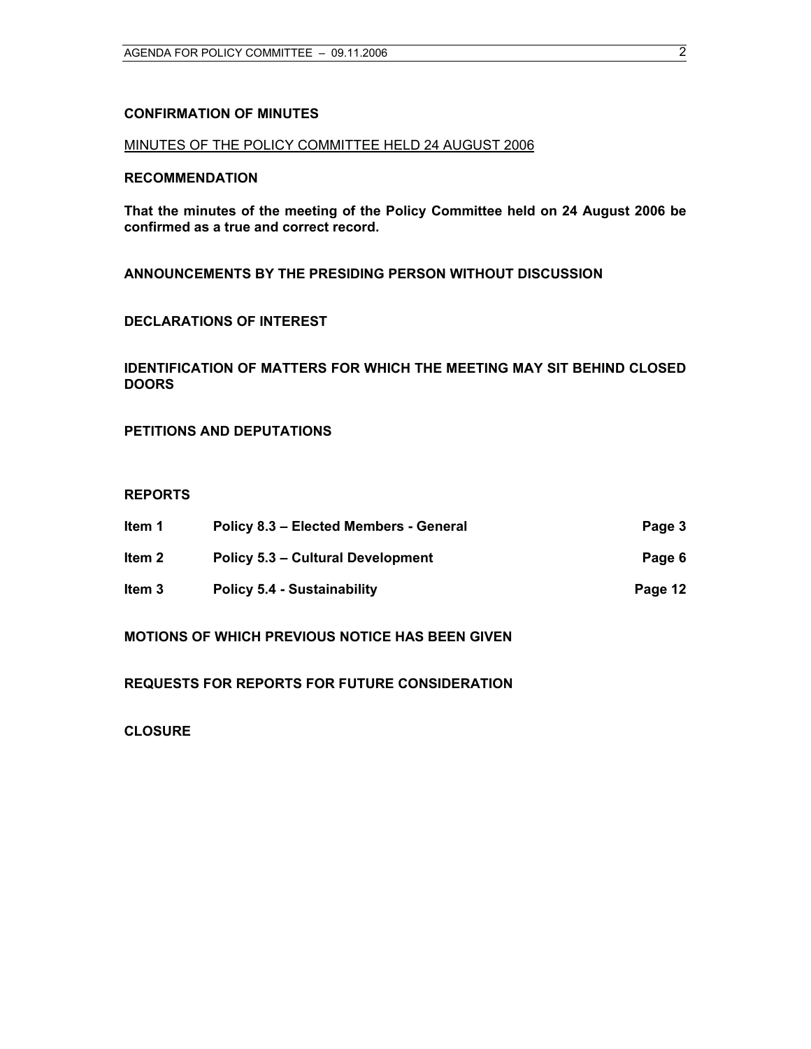**CONFIRMATION OF MINUTES**

MINUTES OF THE POLICY COMMITTEE HELD 24 AUGUST 2006

**RECOMMENDATION**

**That the minutes of the meeting of the Policy Committee held on 24 August 2006 be confirmed as a true and correct record.**

**ANNOUNCEMENTS BY THE PRESIDING PERSON WITHOUT DISCUSSION**

**DECLARATIONS OF INTEREST**

**IDENTIFICATION OF MATTERS FOR WHICH THE MEETING MAY SIT BEHIND CLOSED DOORS**

**PETITIONS AND DEPUTATIONS**

**REPORTS**

| | | |
|---|---|---|
| **Item 1** | **Policy 8.3 – Elected Members - General** | **Page 3** |
| **Item 2** | **Policy 5.3 – Cultural Development** | **Page 6** |
| **Item 3** | **Policy 5.4 - Sustainability** | **Page 12** |

**MOTIONS OF WHICH PREVIOUS NOTICE HAS BEEN GIVEN**

**REQUESTS FOR REPORTS FOR FUTURE CONSIDERATION**

**CLOSURE**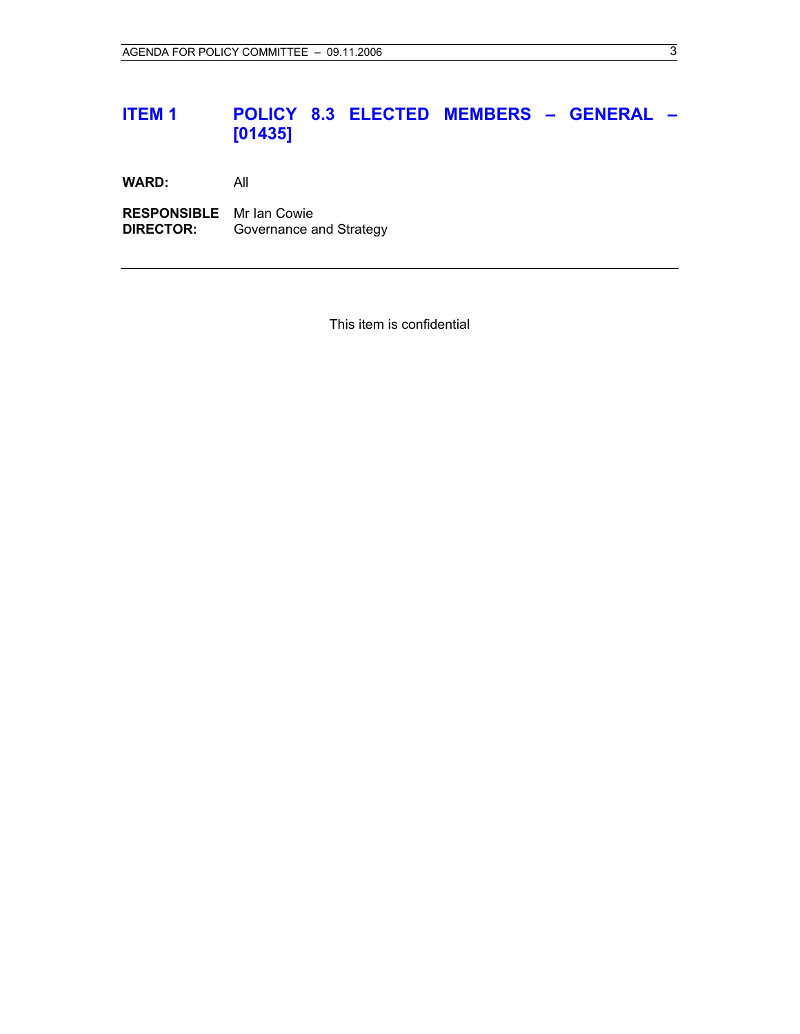# ITEM 1 POLICY 8.3 ELECTED MEMBERS – GENERAL – [01435]

**WARD:** All

**RESPONSIBLE DIRECTOR:** Mr Ian Cowie
Governance and Strategy

---

This item is confidential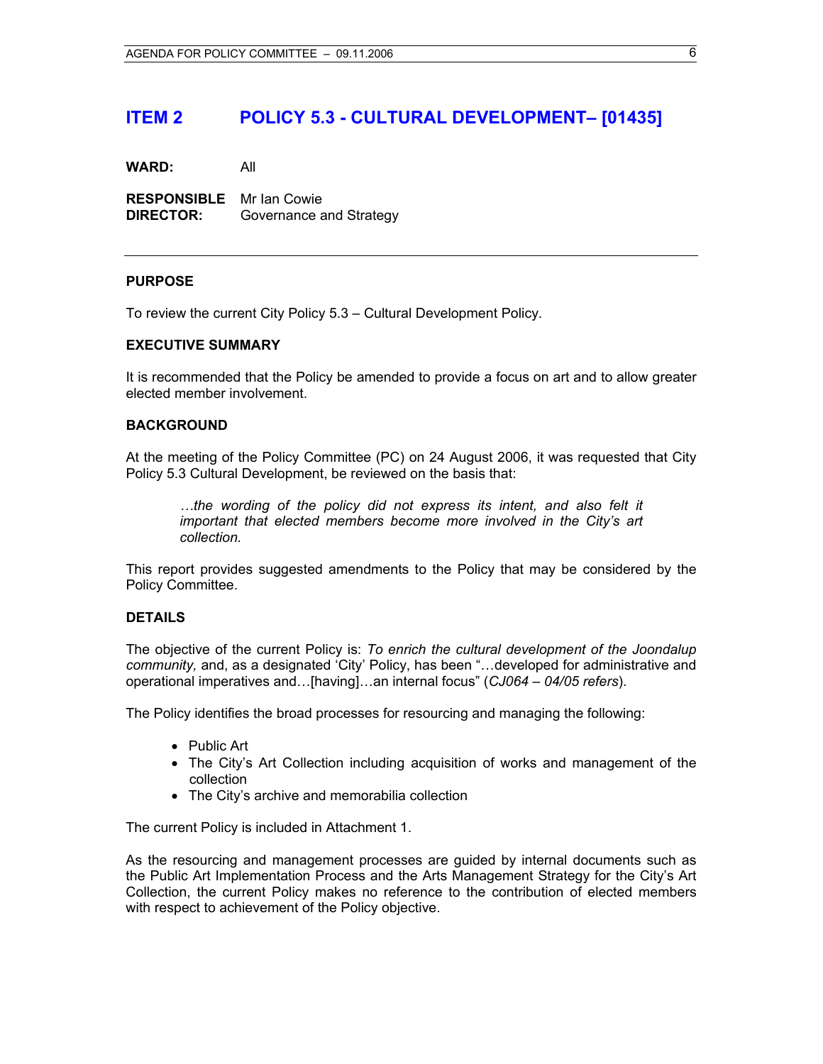# ITEM 2 POLICY 5.3 - CULTURAL DEVELOPMENT– [01435]

**WARD:** All

**RESPONSIBLE DIRECTOR:** Mr Ian Cowie
Governance and Strategy

---

**PURPOSE**

To review the current City Policy 5.3 – Cultural Development Policy.

**EXECUTIVE SUMMARY**

It is recommended that the Policy be amended to provide a focus on art and to allow greater elected member involvement.

**BACKGROUND**

At the meeting of the Policy Committee (PC) on 24 August 2006, it was requested that City Policy 5.3 Cultural Development, be reviewed on the basis that:

> *…the wording of the policy did not express its intent, and also felt it important that elected members become more involved in the City's art collection.*

This report provides suggested amendments to the Policy that may be considered by the Policy Committee.

**DETAILS**

The objective of the current Policy is: *To enrich the cultural development of the Joondalup community,* and, as a designated 'City' Policy, has been "…developed for administrative and operational imperatives and…[having]…an internal focus" (*CJ064 – 04/05 refers*).

The Policy identifies the broad processes for resourcing and managing the following:

- Public Art
- The City's Art Collection including acquisition of works and management of the collection
- The City's archive and memorabilia collection

The current Policy is included in Attachment 1.

As the resourcing and management processes are guided by internal documents such as the Public Art Implementation Process and the Arts Management Strategy for the City's Art Collection, the current Policy makes no reference to the contribution of elected members with respect to achievement of the Policy objective.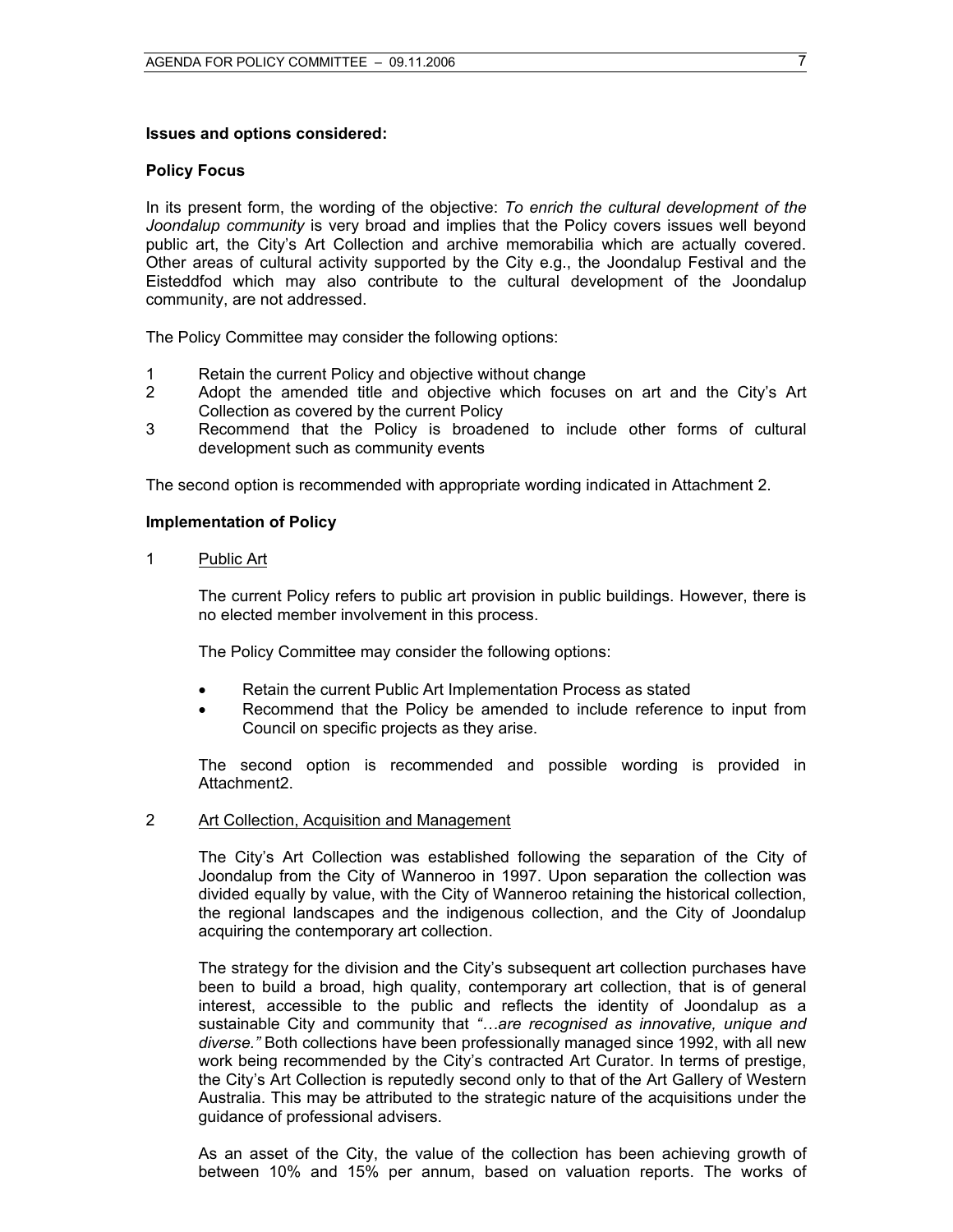**Issues and options considered:**

**Policy Focus**

In its present form, the wording of the objective: *To enrich the cultural development of the Joondalup community* is very broad and implies that the Policy covers issues well beyond public art, the City's Art Collection and archive memorabilia which are actually covered. Other areas of cultural activity supported by the City e.g., the Joondalup Festival and the Eisteddfod which may also contribute to the cultural development of the Joondalup community, are not addressed.

The Policy Committee may consider the following options:

1. Retain the current Policy and objective without change
2. Adopt the amended title and objective which focuses on art and the City's Art Collection as covered by the current Policy
3. Recommend that the Policy is broadened to include other forms of cultural development such as community events

The second option is recommended with appropriate wording indicated in Attachment 2.

**Implementation of Policy**

1 <u>Public Art</u>

The current Policy refers to public art provision in public buildings. However, there is no elected member involvement in this process.

The Policy Committee may consider the following options:

- Retain the current Public Art Implementation Process as stated
- Recommend that the Policy be amended to include reference to input from Council on specific projects as they arise.

The second option is recommended and possible wording is provided in Attachment2.

2 <u>Art Collection, Acquisition and Management</u>

The City's Art Collection was established following the separation of the City of Joondalup from the City of Wanneroo in 1997. Upon separation the collection was divided equally by value, with the City of Wanneroo retaining the historical collection, the regional landscapes and the indigenous collection, and the City of Joondalup acquiring the contemporary art collection.

The strategy for the division and the City's subsequent art collection purchases have been to build a broad, high quality, contemporary art collection, that is of general interest, accessible to the public and reflects the identity of Joondalup as a sustainable City and community that *"…are recognised as innovative, unique and diverse."* Both collections have been professionally managed since 1992, with all new work being recommended by the City's contracted Art Curator. In terms of prestige, the City's Art Collection is reputedly second only to that of the Art Gallery of Western Australia. This may be attributed to the strategic nature of the acquisitions under the guidance of professional advisers.

As an asset of the City, the value of the collection has been achieving growth of between 10% and 15% per annum, based on valuation reports. The works of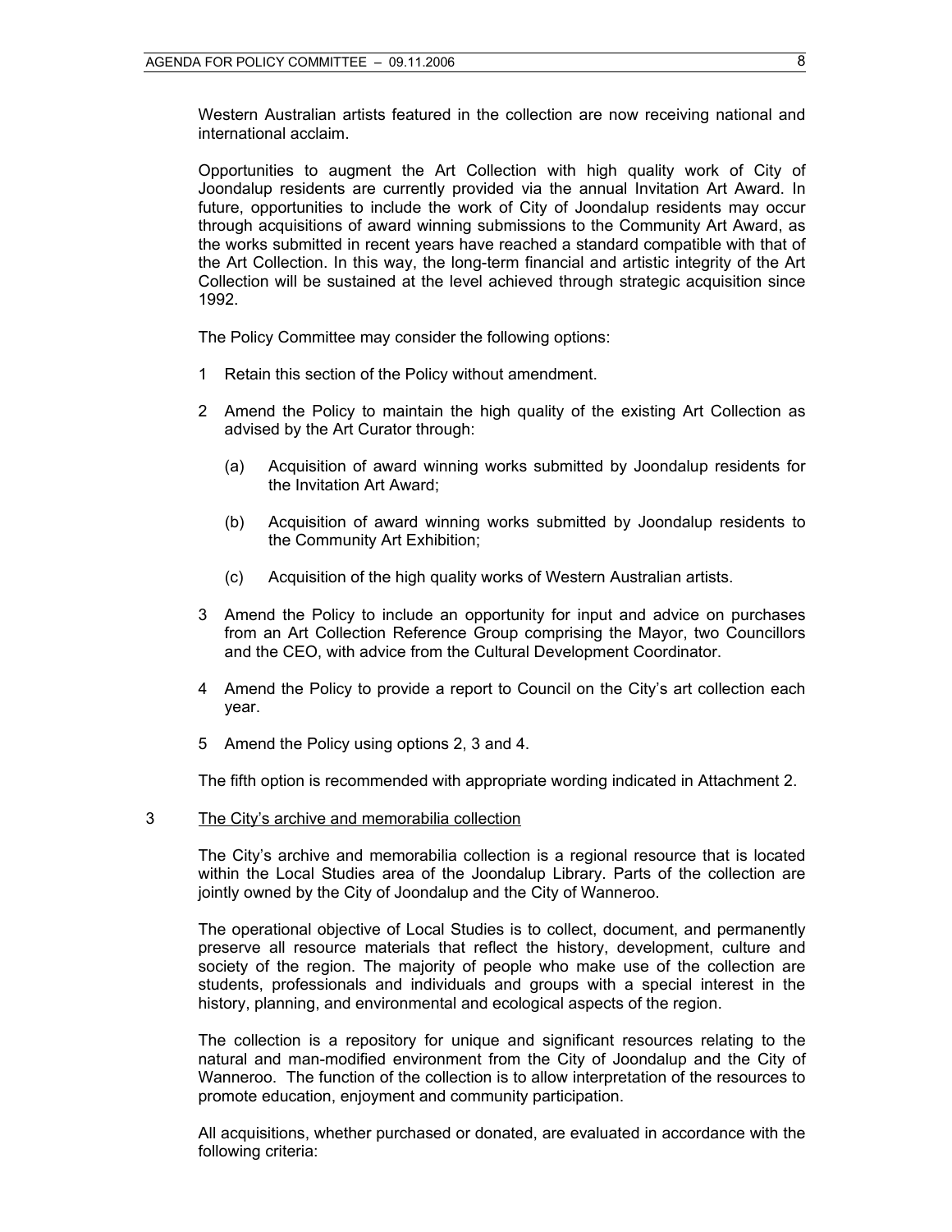Western Australian artists featured in the collection are now receiving national and international acclaim.

Opportunities to augment the Art Collection with high quality work of City of Joondalup residents are currently provided via the annual Invitation Art Award. In future, opportunities to include the work of City of Joondalup residents may occur through acquisitions of award winning submissions to the Community Art Award, as the works submitted in recent years have reached a standard compatible with that of the Art Collection. In this way, the long-term financial and artistic integrity of the Art Collection will be sustained at the level achieved through strategic acquisition since 1992.

The Policy Committee may consider the following options:

1 Retain this section of the Policy without amendment.

2 Amend the Policy to maintain the high quality of the existing Art Collection as advised by the Art Curator through:

   (a) Acquisition of award winning works submitted by Joondalup residents for the Invitation Art Award;

   (b) Acquisition of award winning works submitted by Joondalup residents to the Community Art Exhibition;

   (c) Acquisition of the high quality works of Western Australian artists.

3 Amend the Policy to include an opportunity for input and advice on purchases from an Art Collection Reference Group comprising the Mayor, two Councillors and the CEO, with advice from the Cultural Development Coordinator.

4 Amend the Policy to provide a report to Council on the City's art collection each year.

5 Amend the Policy using options 2, 3 and 4.

The fifth option is recommended with appropriate wording indicated in Attachment 2.

3 <u>The City's archive and memorabilia collection</u>

The City's archive and memorabilia collection is a regional resource that is located within the Local Studies area of the Joondalup Library. Parts of the collection are jointly owned by the City of Joondalup and the City of Wanneroo.

The operational objective of Local Studies is to collect, document, and permanently preserve all resource materials that reflect the history, development, culture and society of the region. The majority of people who make use of the collection are students, professionals and individuals and groups with a special interest in the history, planning, and environmental and ecological aspects of the region.

The collection is a repository for unique and significant resources relating to the natural and man-modified environment from the City of Joondalup and the City of Wanneroo. The function of the collection is to allow interpretation of the resources to promote education, enjoyment and community participation.

All acquisitions, whether purchased or donated, are evaluated in accordance with the following criteria: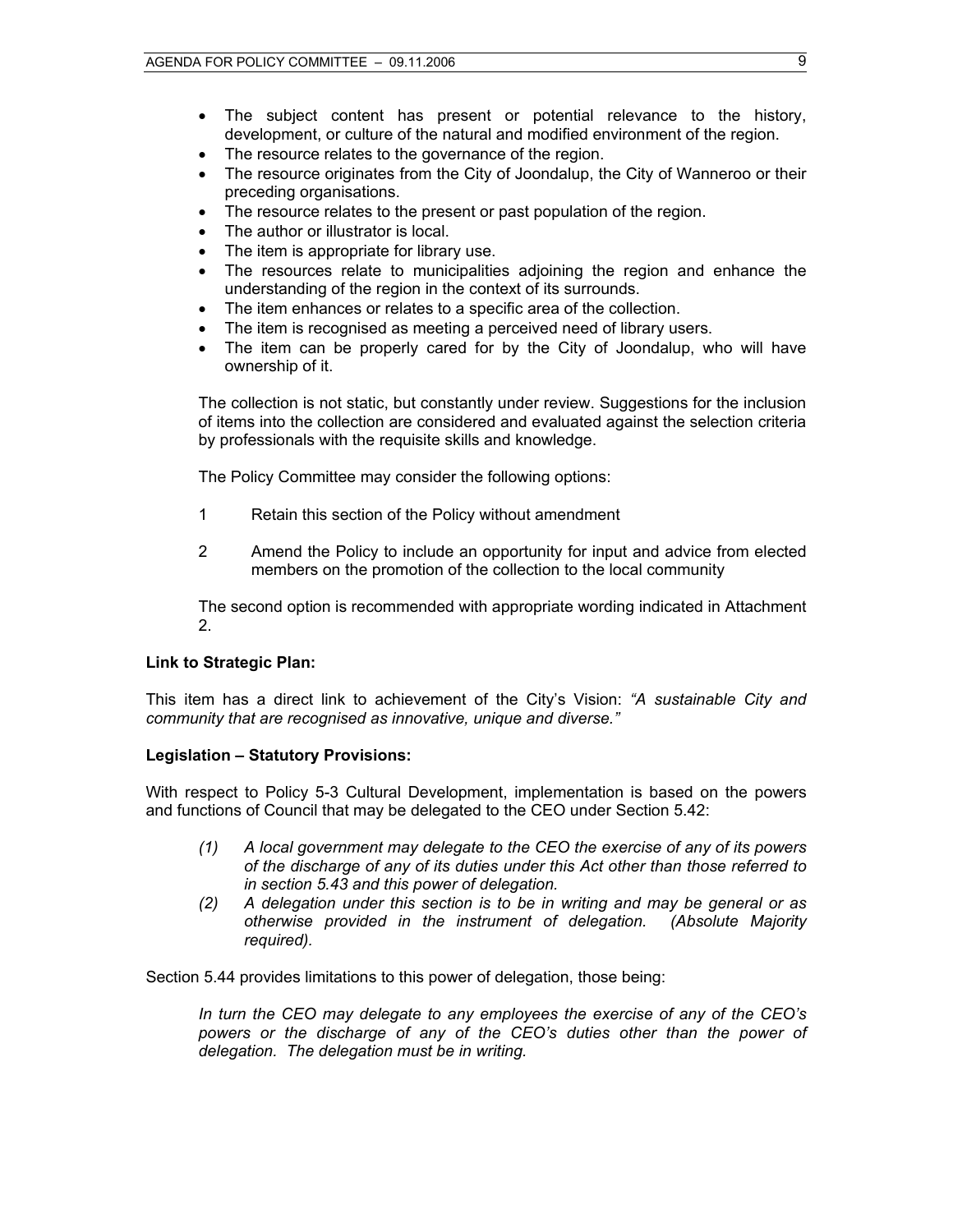- The subject content has present or potential relevance to the history, development, or culture of the natural and modified environment of the region.
- The resource relates to the governance of the region.
- The resource originates from the City of Joondalup, the City of Wanneroo or their preceding organisations.
- The resource relates to the present or past population of the region.
- The author or illustrator is local.
- The item is appropriate for library use.
- The resources relate to municipalities adjoining the region and enhance the understanding of the region in the context of its surrounds.
- The item enhances or relates to a specific area of the collection.
- The item is recognised as meeting a perceived need of library users.
- The item can be properly cared for by the City of Joondalup, who will have ownership of it.

The collection is not static, but constantly under review. Suggestions for the inclusion of items into the collection are considered and evaluated against the selection criteria by professionals with the requisite skills and knowledge.

The Policy Committee may consider the following options:

1. Retain this section of the Policy without amendment
2. Amend the Policy to include an opportunity for input and advice from elected members on the promotion of the collection to the local community

The second option is recommended with appropriate wording indicated in Attachment 2.

**Link to Strategic Plan:**

This item has a direct link to achievement of the City's Vision: *"A sustainable City and community that are recognised as innovative, unique and diverse."*

**Legislation – Statutory Provisions:**

With respect to Policy 5-3 Cultural Development, implementation is based on the powers and functions of Council that may be delegated to the CEO under Section 5.42:

> *(1) A local government may delegate to the CEO the exercise of any of its powers of the discharge of any of its duties under this Act other than those referred to in section 5.43 and this power of delegation.*
>
> *(2) A delegation under this section is to be in writing and may be general or as otherwise provided in the instrument of delegation. (Absolute Majority required).*

Section 5.44 provides limitations to this power of delegation, those being:

> *In turn the CEO may delegate to any employees the exercise of any of the CEO's powers or the discharge of any of the CEO's duties other than the power of delegation. The delegation must be in writing.*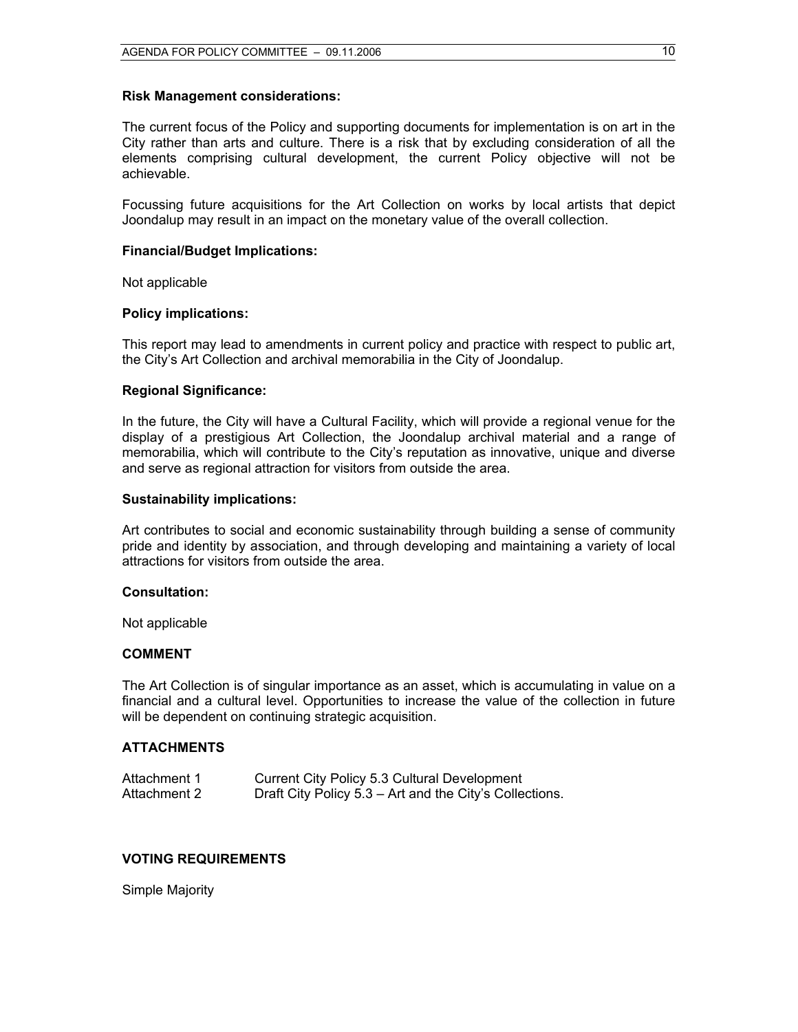**Risk Management considerations:**

The current focus of the Policy and supporting documents for implementation is on art in the City rather than arts and culture. There is a risk that by excluding consideration of all the elements comprising cultural development, the current Policy objective will not be achievable.

Focussing future acquisitions for the Art Collection on works by local artists that depict Joondalup may result in an impact on the monetary value of the overall collection.

**Financial/Budget Implications:**

Not applicable

**Policy implications:**

This report may lead to amendments in current policy and practice with respect to public art, the City's Art Collection and archival memorabilia in the City of Joondalup.

**Regional Significance:**

In the future, the City will have a Cultural Facility, which will provide a regional venue for the display of a prestigious Art Collection, the Joondalup archival material and a range of memorabilia, which will contribute to the City's reputation as innovative, unique and diverse and serve as regional attraction for visitors from outside the area.

**Sustainability implications:**

Art contributes to social and economic sustainability through building a sense of community pride and identity by association, and through developing and maintaining a variety of local attractions for visitors from outside the area.

**Consultation:**

Not applicable

## COMMENT

The Art Collection is of singular importance as an asset, which is accumulating in value on a financial and a cultural level. Opportunities to increase the value of the collection in future will be dependent on continuing strategic acquisition.

## ATTACHMENTS

| | |
|---|---|
| Attachment 1 | Current City Policy 5.3 Cultural Development |
| Attachment 2 | Draft City Policy 5.3 – Art and the City's Collections. |

## VOTING REQUIREMENTS

Simple Majority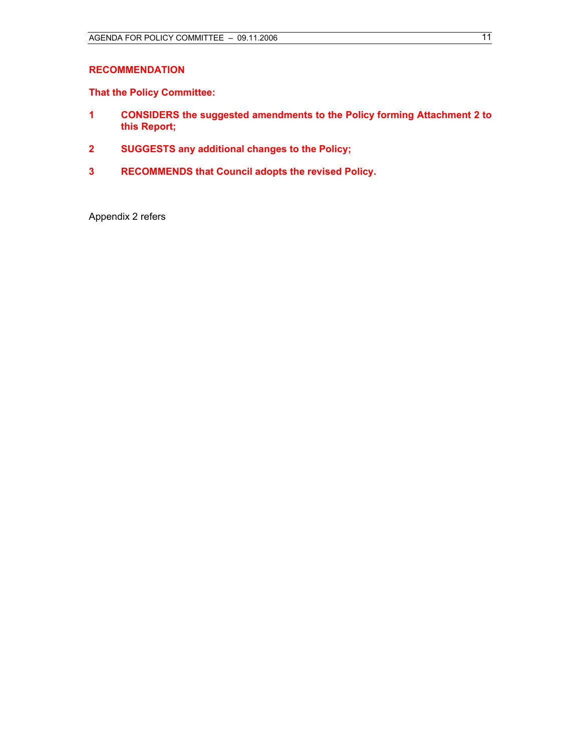**RECOMMENDATION**

**That the Policy Committee:**

1. **CONSIDERS the suggested amendments to the Policy forming Attachment 2 to this Report;**
2. **SUGGESTS any additional changes to the Policy;**
3. **RECOMMENDS that Council adopts the revised Policy.**

Appendix 2 refers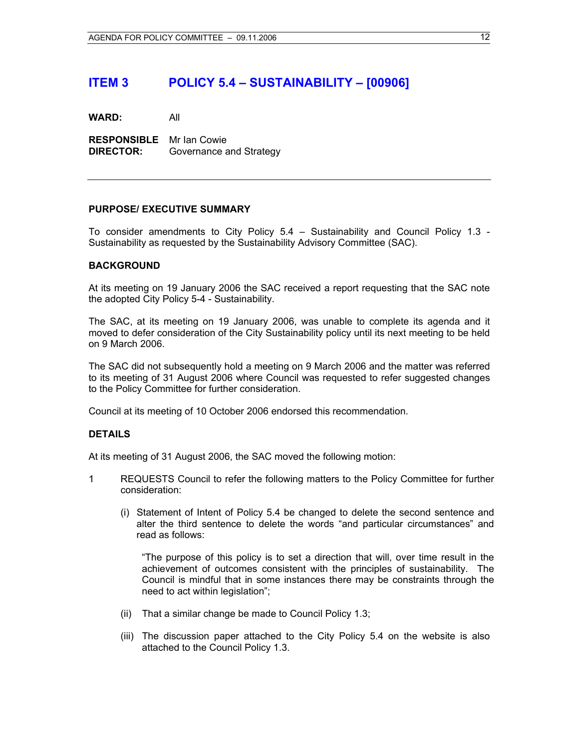# ITEM 3 POLICY 5.4 – SUSTAINABILITY – [00906]

**WARD:** All

**RESPONSIBLE DIRECTOR:** Mr Ian Cowie
Governance and Strategy

---

## PURPOSE/ EXECUTIVE SUMMARY

To consider amendments to City Policy 5.4 – Sustainability and Council Policy 1.3 - Sustainability as requested by the Sustainability Advisory Committee (SAC).

## BACKGROUND

At its meeting on 19 January 2006 the SAC received a report requesting that the SAC note the adopted City Policy 5-4 - Sustainability.

The SAC, at its meeting on 19 January 2006, was unable to complete its agenda and it moved to defer consideration of the City Sustainability policy until its next meeting to be held on 9 March 2006.

The SAC did not subsequently hold a meeting on 9 March 2006 and the matter was referred to its meeting of 31 August 2006 where Council was requested to refer suggested changes to the Policy Committee for further consideration.

Council at its meeting of 10 October 2006 endorsed this recommendation.

## DETAILS

At its meeting of 31 August 2006, the SAC moved the following motion:

1 REQUESTS Council to refer the following matters to the Policy Committee for further consideration:

   (i) Statement of Intent of Policy 5.4 be changed to delete the second sentence and alter the third sentence to delete the words "and particular circumstances" and read as follows:

      "The purpose of this policy is to set a direction that will, over time result in the achievement of outcomes consistent with the principles of sustainability. The Council is mindful that in some instances there may be constraints through the need to act within legislation";

   (ii) That a similar change be made to Council Policy 1.3;

   (iii) The discussion paper attached to the City Policy 5.4 on the website is also attached to the Council Policy 1.3.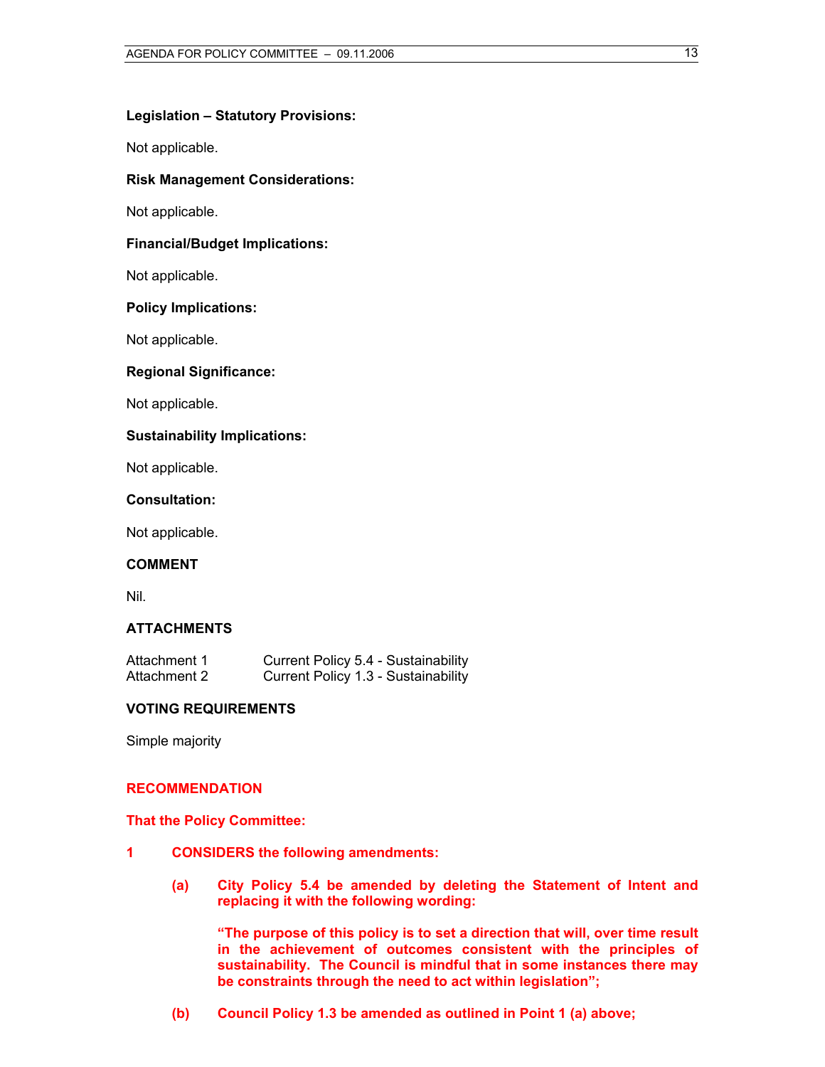**Legislation – Statutory Provisions:**

Not applicable.

**Risk Management Considerations:**

Not applicable.

**Financial/Budget Implications:**

Not applicable.

**Policy Implications:**

Not applicable.

**Regional Significance:**

Not applicable.

**Sustainability Implications:**

Not applicable.

**Consultation:**

Not applicable.

**COMMENT**

Nil.

**ATTACHMENTS**

Attachment 1 Current Policy 5.4 - Sustainability
Attachment 2 Current Policy 1.3 - Sustainability

**VOTING REQUIREMENTS**

Simple majority

**RECOMMENDATION**

**That the Policy Committee:**

**1 CONSIDERS the following amendments:**

**(a) City Policy 5.4 be amended by deleting the Statement of Intent and replacing it with the following wording:**

**"The purpose of this policy is to set a direction that will, over time result in the achievement of outcomes consistent with the principles of sustainability. The Council is mindful that in some instances there may be constraints through the need to act within legislation";**

**(b) Council Policy 1.3 be amended as outlined in Point 1 (a) above;**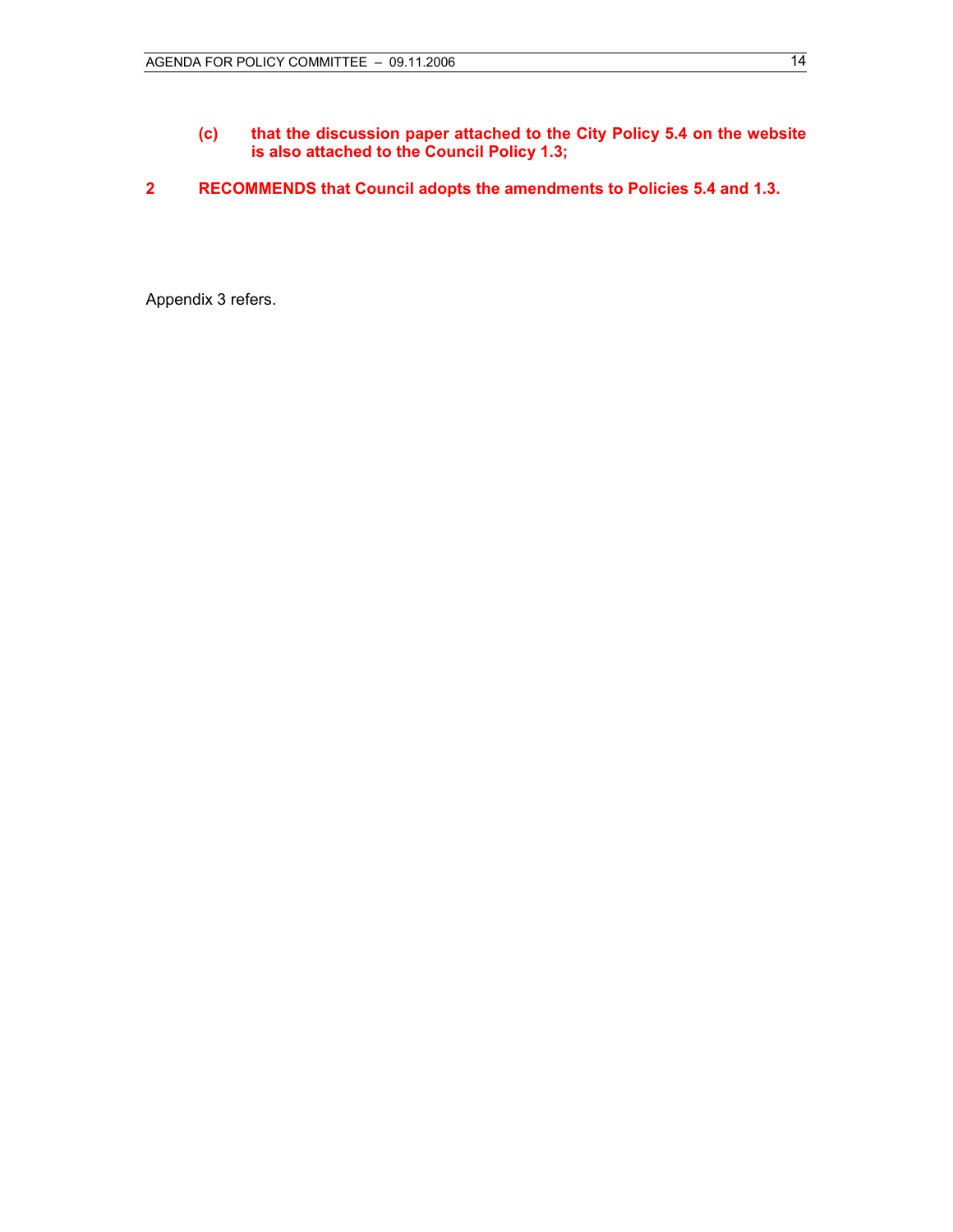**(c) that the discussion paper attached to the City Policy 5.4 on the website is also attached to the Council Policy 1.3;**

**2 RECOMMENDS that Council adopts the amendments to Policies 5.4 and 1.3.**

Appendix 3 refers.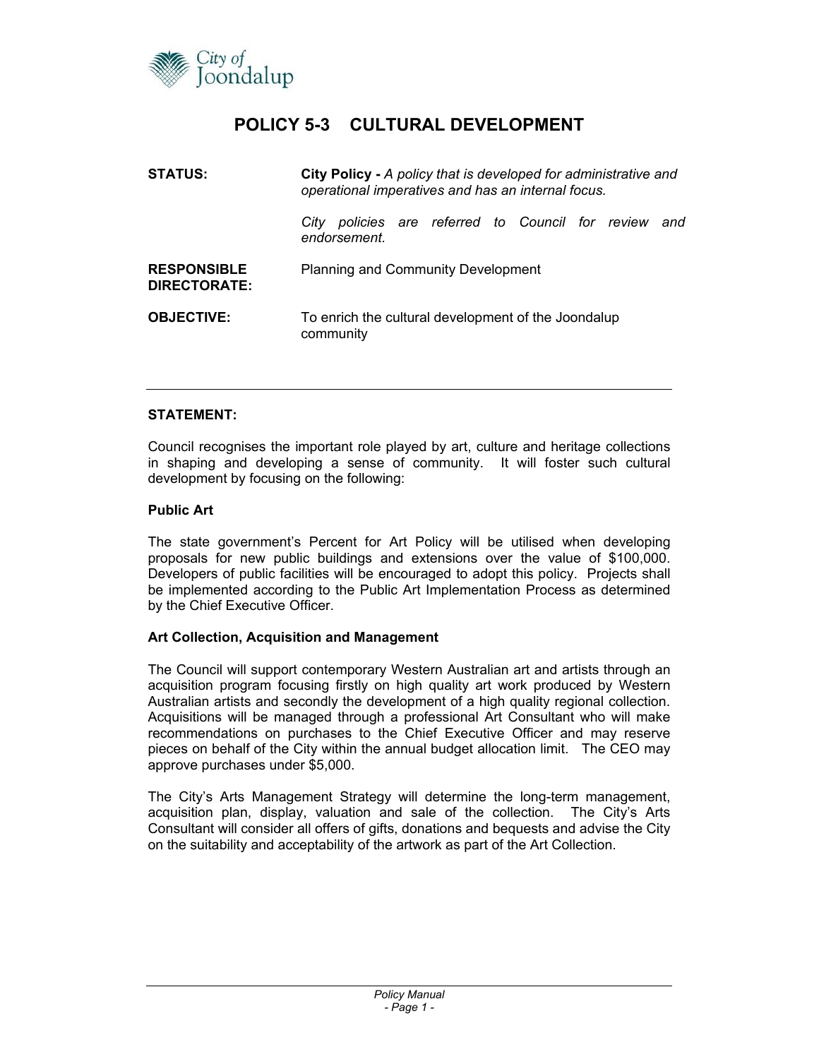# POLICY 5-3 CULTURAL DEVELOPMENT

**STATUS:** **City Policy -** *A policy that is developed for administrative and operational imperatives and has an internal focus.*

*City policies are referred to Council for review and endorsement.*

**RESPONSIBLE DIRECTORATE:** Planning and Community Development

**OBJECTIVE:** To enrich the cultural development of the Joondalup community

---

**STATEMENT:**

Council recognises the important role played by art, culture and heritage collections in shaping and developing a sense of community. It will foster such cultural development by focusing on the following:

**Public Art**

The state government's Percent for Art Policy will be utilised when developing proposals for new public buildings and extensions over the value of $100,000. Developers of public facilities will be encouraged to adopt this policy. Projects shall be implemented according to the Public Art Implementation Process as determined by the Chief Executive Officer.

**Art Collection, Acquisition and Management**

The Council will support contemporary Western Australian art and artists through an acquisition program focusing firstly on high quality art work produced by Western Australian artists and secondly the development of a high quality regional collection. Acquisitions will be managed through a professional Art Consultant who will make recommendations on purchases to the Chief Executive Officer and may reserve pieces on behalf of the City within the annual budget allocation limit. The CEO may approve purchases under $5,000.

The City's Arts Management Strategy will determine the long-term management, acquisition plan, display, valuation and sale of the collection. The City's Arts Consultant will consider all offers of gifts, donations and bequests and advise the City on the suitability and acceptability of the artwork as part of the Art Collection.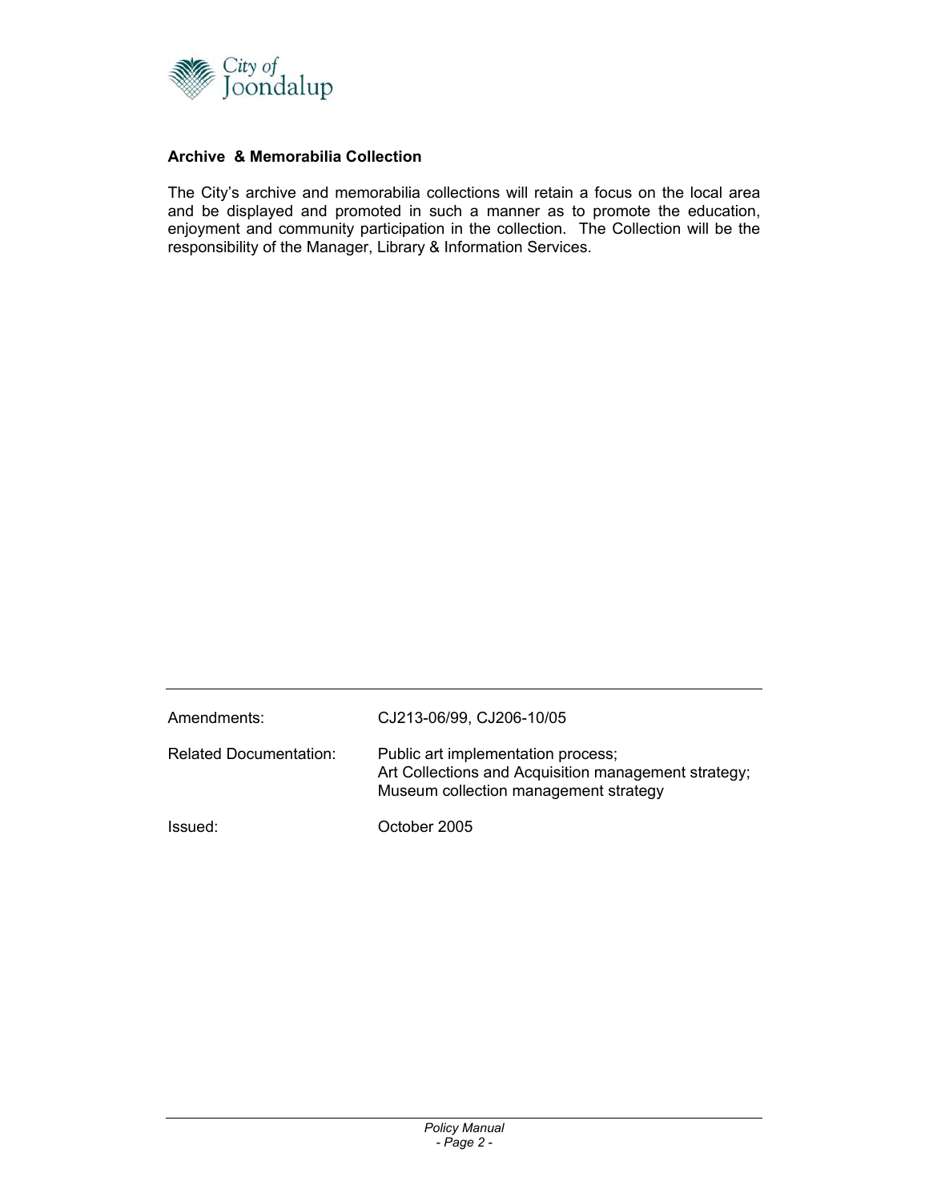**Archive & Memorabilia Collection**

The City's archive and memorabilia collections will retain a focus on the local area and be displayed and promoted in such a manner as to promote the education, enjoyment and community participation in the collection. The Collection will be the responsibility of the Manager, Library & Information Services.

---

| | |
|---|---|
| Amendments: | CJ213-06/99, CJ206-10/05 |
| Related Documentation: | Public art implementation process;<br>Art Collections and Acquisition management strategy;<br>Museum collection management strategy |
| Issued: | October 2005 |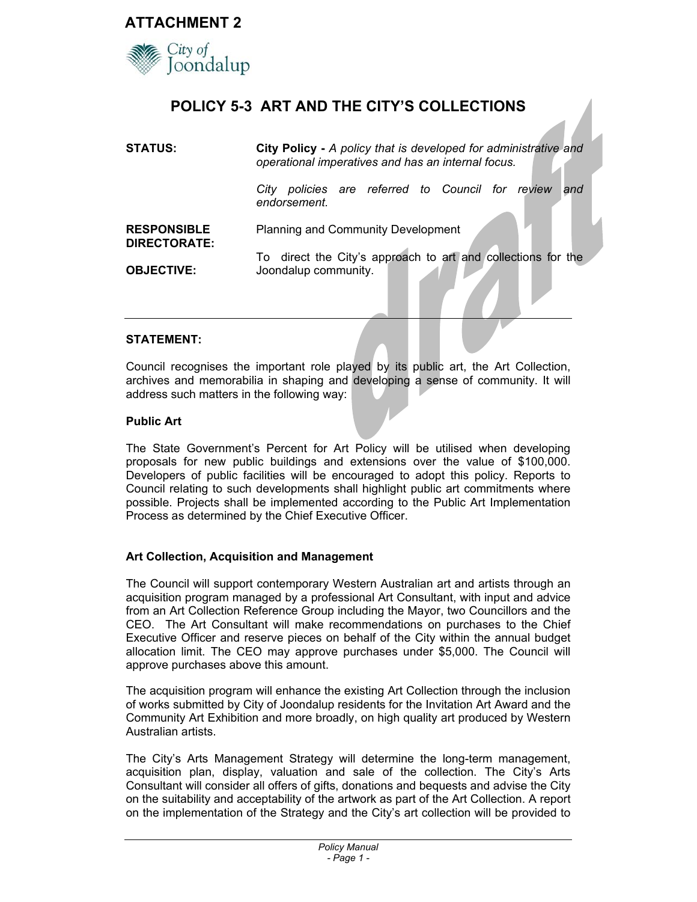**ATTACHMENT 2**

City of Joondalup

# POLICY 5-3 ART AND THE CITY'S COLLECTIONS

**STATUS:** **City Policy -** *A policy that is developed for administrative and operational imperatives and has an internal focus.*

*City policies are referred to Council for review and endorsement.*

**RESPONSIBLE DIRECTORATE:** Planning and Community Development

**OBJECTIVE:** To direct the City's approach to art and collections for the Joondalup community.

---

**STATEMENT:**

Council recognises the important role played by its public art, the Art Collection, archives and memorabilia in shaping and developing a sense of community. It will address such matters in the following way:

**Public Art**

The State Government's Percent for Art Policy will be utilised when developing proposals for new public buildings and extensions over the value of $100,000. Developers of public facilities will be encouraged to adopt this policy. Reports to Council relating to such developments shall highlight public art commitments where possible. Projects shall be implemented according to the Public Art Implementation Process as determined by the Chief Executive Officer.

**Art Collection, Acquisition and Management**

The Council will support contemporary Western Australian art and artists through an acquisition program managed by a professional Art Consultant, with input and advice from an Art Collection Reference Group including the Mayor, two Councillors and the CEO. The Art Consultant will make recommendations on purchases to the Chief Executive Officer and reserve pieces on behalf of the City within the annual budget allocation limit. The CEO may approve purchases under $5,000. The Council will approve purchases above this amount.

The acquisition program will enhance the existing Art Collection through the inclusion of works submitted by City of Joondalup residents for the Invitation Art Award and the Community Art Exhibition and more broadly, on high quality art produced by Western Australian artists.

The City's Arts Management Strategy will determine the long-term management, acquisition plan, display, valuation and sale of the collection. The City's Arts Consultant will consider all offers of gifts, donations and bequests and advise the City on the suitability and acceptability of the artwork as part of the Art Collection. A report on the implementation of the Strategy and the City's art collection will be provided to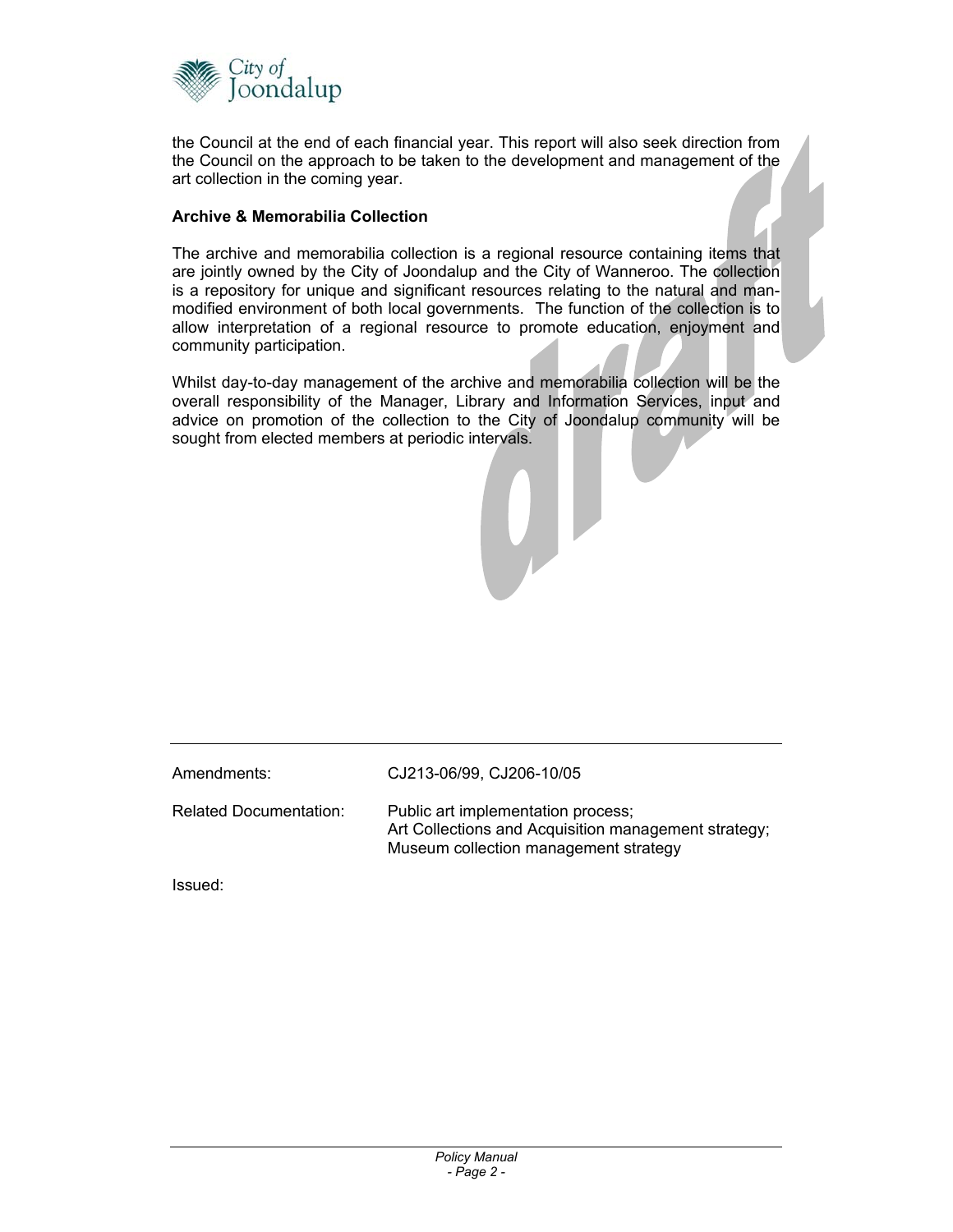the Council at the end of each financial year. This report will also seek direction from the Council on the approach to be taken to the development and management of the art collection in the coming year.

**Archive & Memorabilia Collection**

The archive and memorabilia collection is a regional resource containing items that are jointly owned by the City of Joondalup and the City of Wanneroo. The collection is a repository for unique and significant resources relating to the natural and man-modified environment of both local governments. The function of the collection is to allow interpretation of a regional resource to promote education, enjoyment and community participation.

Whilst day-to-day management of the archive and memorabilia collection will be the overall responsibility of the Manager, Library and Information Services, input and advice on promotion of the collection to the City of Joondalup community will be sought from elected members at periodic intervals.

---

| | |
|---|---|
| Amendments: | CJ213-06/99, CJ206-10/05 |
| Related Documentation: | Public art implementation process;<br>Art Collections and Acquisition management strategy;<br>Museum collection management strategy |

Issued: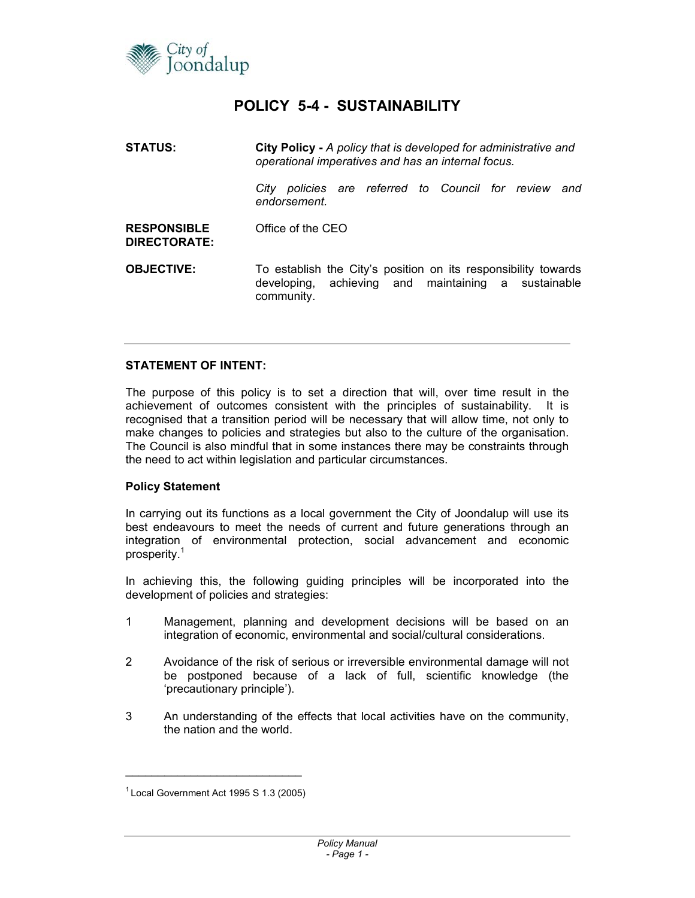# POLICY 5-4 - SUSTAINABILITY

**STATUS:** **City Policy -** *A policy that is developed for administrative and operational imperatives and has an internal focus.*

*City policies are referred to Council for review and endorsement.*

**RESPONSIBLE DIRECTORATE:** Office of the CEO

**OBJECTIVE:** To establish the City's position on its responsibility towards developing, achieving and maintaining a sustainable community.

---

**STATEMENT OF INTENT:**

The purpose of this policy is to set a direction that will, over time result in the achievement of outcomes consistent with the principles of sustainability. It is recognised that a transition period will be necessary that will allow time, not only to make changes to policies and strategies but also to the culture of the organisation. The Council is also mindful that in some instances there may be constraints through the need to act within legislation and particular circumstances.

**Policy Statement**

In carrying out its functions as a local government the City of Joondalup will use its best endeavours to meet the needs of current and future generations through an integration of environmental protection, social advancement and economic prosperity.[1]

In achieving this, the following guiding principles will be incorporated into the development of policies and strategies:

1. Management, planning and development decisions will be based on an integration of economic, environmental and social/cultural considerations.

2. Avoidance of the risk of serious or irreversible environmental damage will not be postponed because of a lack of full, scientific knowledge (the 'precautionary principle').

3. An understanding of the effects that local activities have on the community, the nation and the world.

---

[1] Local Government Act 1995 S 1.3 (2005)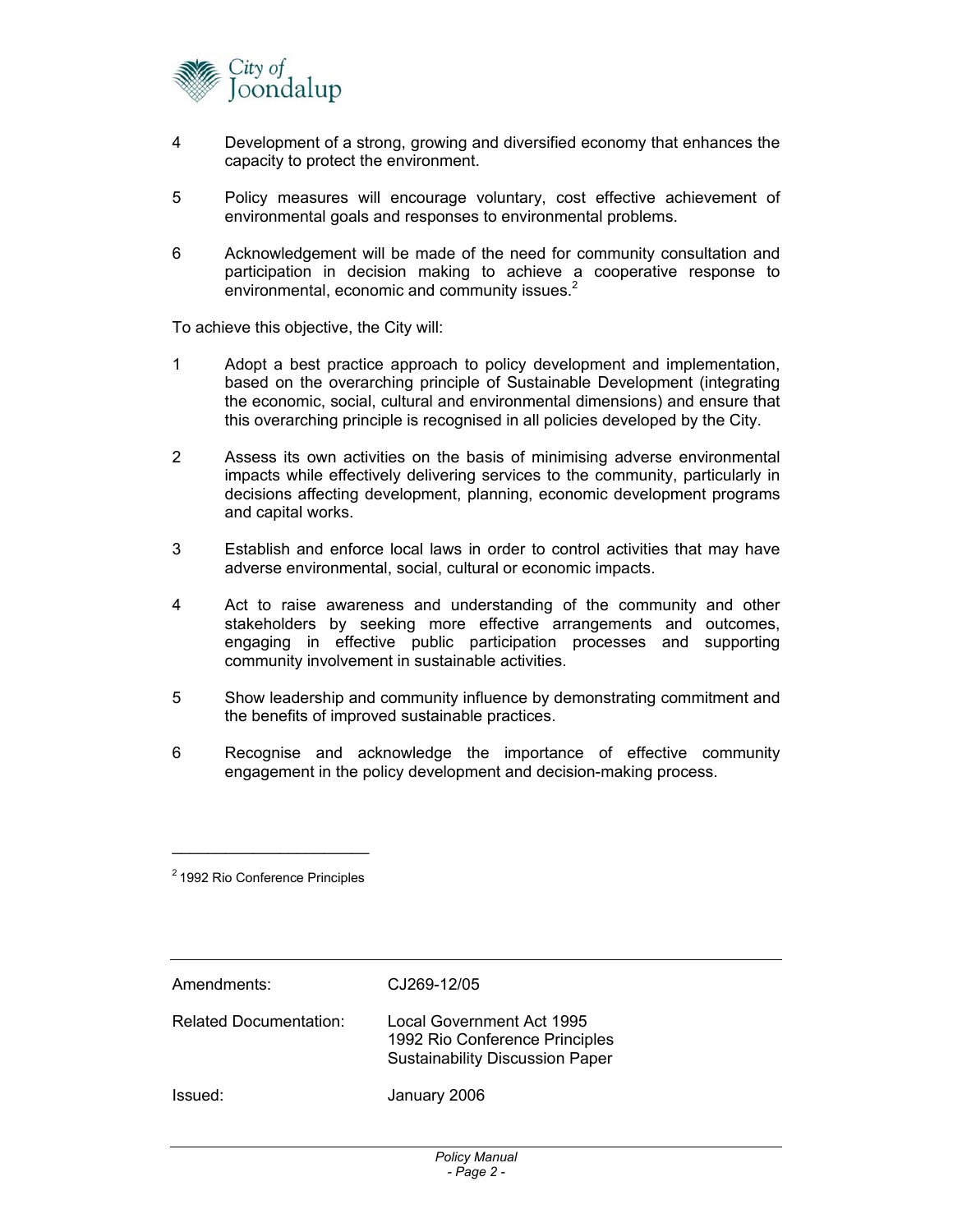4 Development of a strong, growing and diversified economy that enhances the capacity to protect the environment.

5 Policy measures will encourage voluntary, cost effective achievement of environmental goals and responses to environmental problems.

6 Acknowledgement will be made of the need for community consultation and participation in decision making to achieve a cooperative response to environmental, economic and community issues.[2]

To achieve this objective, the City will:

1 Adopt a best practice approach to policy development and implementation, based on the overarching principle of Sustainable Development (integrating the economic, social, cultural and environmental dimensions) and ensure that this overarching principle is recognised in all policies developed by the City.

2 Assess its own activities on the basis of minimising adverse environmental impacts while effectively delivering services to the community, particularly in decisions affecting development, planning, economic development programs and capital works.

3 Establish and enforce local laws in order to control activities that may have adverse environmental, social, cultural or economic impacts.

4 Act to raise awareness and understanding of the community and other stakeholders by seeking more effective arrangements and outcomes, engaging in effective public participation processes and supporting community involvement in sustainable activities.

5 Show leadership and community influence by demonstrating commitment and the benefits of improved sustainable practices.

6 Recognise and acknowledge the importance of effective community engagement in the policy development and decision-making process.

---

[2] 1992 Rio Conference Principles

---

| | |
|---|---|
| Amendments: | CJ269-12/05 |
| Related Documentation: | Local Government Act 1995<br>1992 Rio Conference Principles<br>Sustainability Discussion Paper |
| Issued: | January 2006 |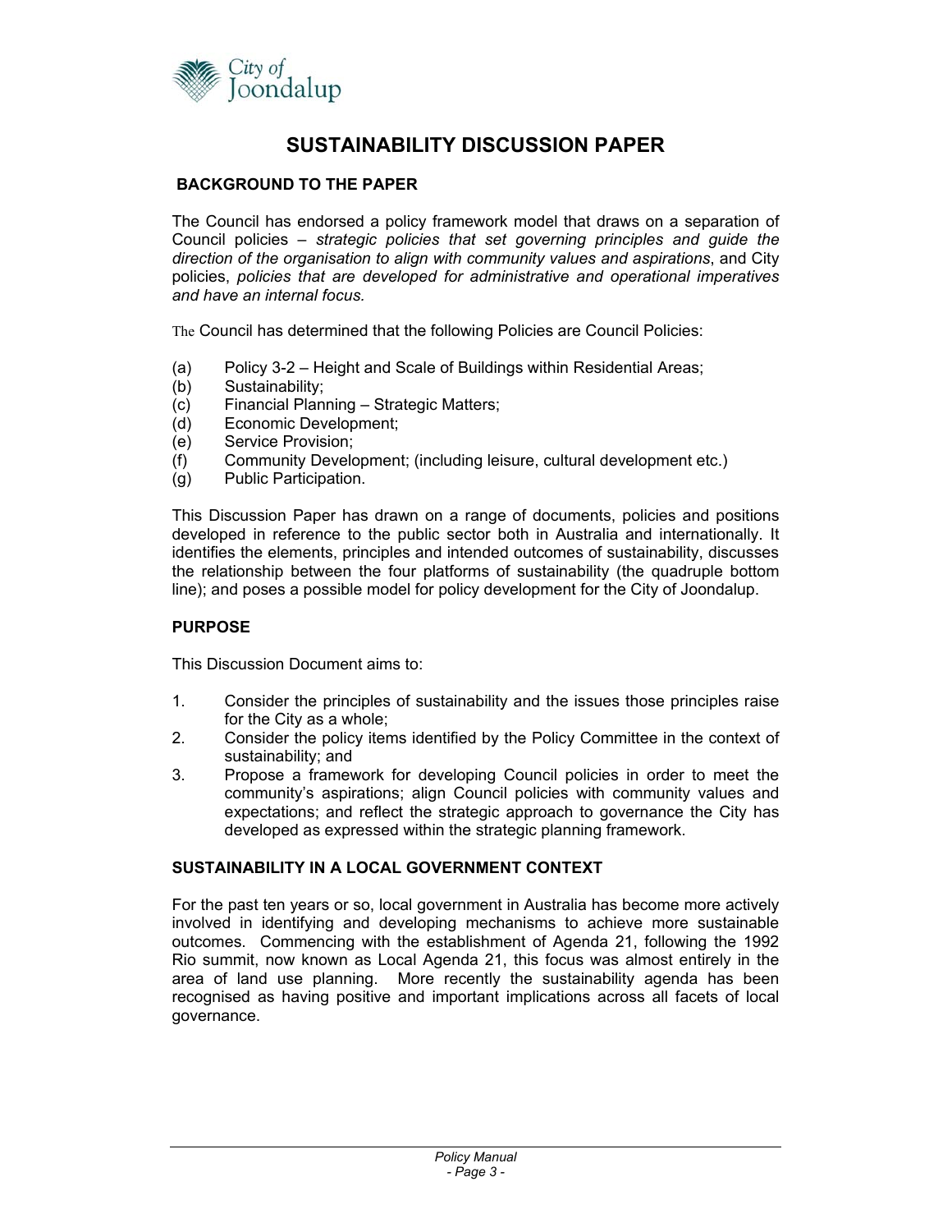# SUSTAINABILITY DISCUSSION PAPER

## BACKGROUND TO THE PAPER

The Council has endorsed a policy framework model that draws on a separation of Council policies – *strategic policies that set governing principles and guide the direction of the organisation to align with community values and aspirations*, and City policies, *policies that are developed for administrative and operational imperatives and have an internal focus.*

The Council has determined that the following Policies are Council Policies:

(a) Policy 3-2 – Height and Scale of Buildings within Residential Areas;
(b) Sustainability;
(c) Financial Planning – Strategic Matters;
(d) Economic Development;
(e) Service Provision;
(f) Community Development; (including leisure, cultural development etc.)
(g) Public Participation.

This Discussion Paper has drawn on a range of documents, policies and positions developed in reference to the public sector both in Australia and internationally. It identifies the elements, principles and intended outcomes of sustainability, discusses the relationship between the four platforms of sustainability (the quadruple bottom line); and poses a possible model for policy development for the City of Joondalup.

## PURPOSE

This Discussion Document aims to:

1. Consider the principles of sustainability and the issues those principles raise for the City as a whole;
2. Consider the policy items identified by the Policy Committee in the context of sustainability; and
3. Propose a framework for developing Council policies in order to meet the community's aspirations; align Council policies with community values and expectations; and reflect the strategic approach to governance the City has developed as expressed within the strategic planning framework.

## SUSTAINABILITY IN A LOCAL GOVERNMENT CONTEXT

For the past ten years or so, local government in Australia has become more actively involved in identifying and developing mechanisms to achieve more sustainable outcomes. Commencing with the establishment of Agenda 21, following the 1992 Rio summit, now known as Local Agenda 21, this focus was almost entirely in the area of land use planning. More recently the sustainability agenda has been recognised as having positive and important implications across all facets of local governance.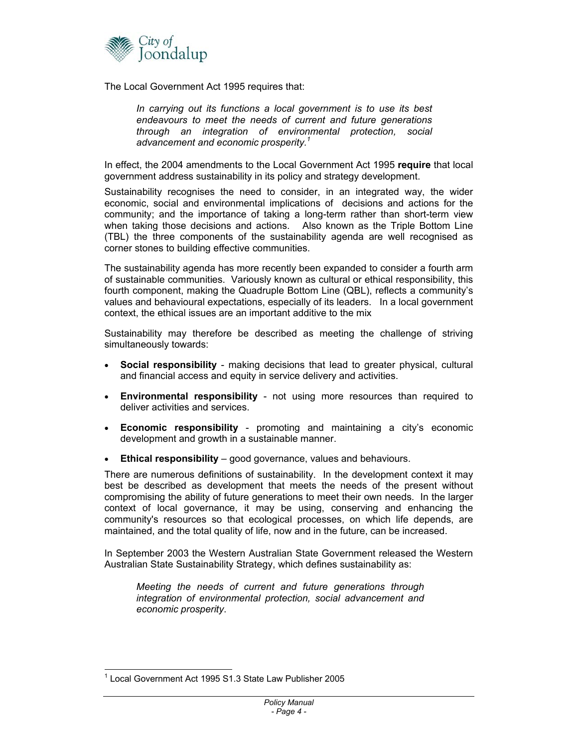The Local Government Act 1995 requires that:

> *In carrying out its functions a local government is to use its best endeavours to meet the needs of current and future generations through an integration of environmental protection, social advancement and economic prosperity.*[1]

In effect, the 2004 amendments to the Local Government Act 1995 **require** that local government address sustainability in its policy and strategy development.

Sustainability recognises the need to consider, in an integrated way, the wider economic, social and environmental implications of decisions and actions for the community; and the importance of taking a long-term rather than short-term view when taking those decisions and actions. Also known as the Triple Bottom Line (TBL) the three components of the sustainability agenda are well recognised as corner stones to building effective communities.

The sustainability agenda has more recently been expanded to consider a fourth arm of sustainable communities. Variously known as cultural or ethical responsibility, this fourth component, making the Quadruple Bottom Line (QBL), reflects a community's values and behavioural expectations, especially of its leaders. In a local government context, the ethical issues are an important additive to the mix

Sustainability may therefore be described as meeting the challenge of striving simultaneously towards:

- **Social responsibility** - making decisions that lead to greater physical, cultural and financial access and equity in service delivery and activities.
- **Environmental responsibility** - not using more resources than required to deliver activities and services.
- **Economic responsibility** - promoting and maintaining a city's economic development and growth in a sustainable manner.
- **Ethical responsibility** – good governance, values and behaviours.

There are numerous definitions of sustainability. In the development context it may best be described as development that meets the needs of the present without compromising the ability of future generations to meet their own needs. In the larger context of local governance, it may be using, conserving and enhancing the community's resources so that ecological processes, on which life depends, are maintained, and the total quality of life, now and in the future, can be increased.

In September 2003 the Western Australian State Government released the Western Australian State Sustainability Strategy, which defines sustainability as:

> *Meeting the needs of current and future generations through integration of environmental protection, social advancement and economic prosperity*.

---

[1] Local Government Act 1995 S1.3 State Law Publisher 2005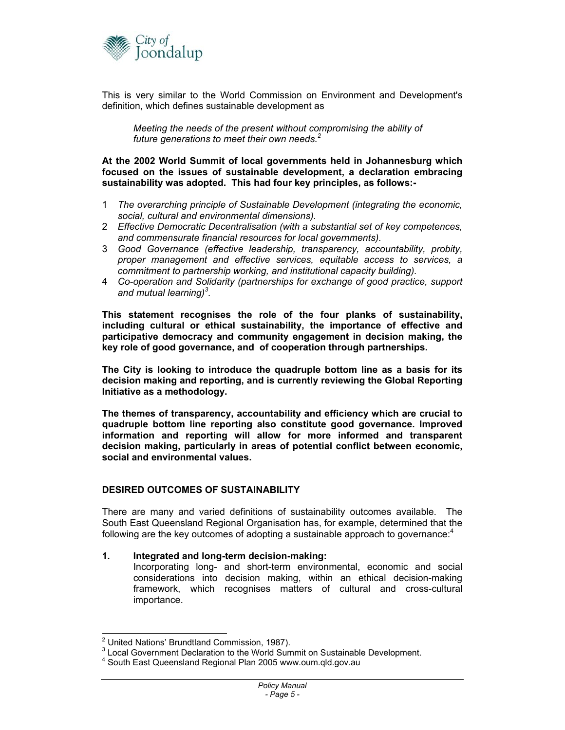This is very similar to the World Commission on Environment and Development's definition, which defines sustainable development as

> *Meeting the needs of the present without compromising the ability of future generations to meet their own needs.*[2]

**At the 2002 World Summit of local governments held in Johannesburg which focused on the issues of sustainable development, a declaration embracing sustainability was adopted. This had four key principles, as follows:-**

1. *The overarching principle of Sustainable Development (integrating the economic, social, cultural and environmental dimensions).*
2. *Effective Democratic Decentralisation (with a substantial set of key competences, and commensurate financial resources for local governments).*
3. *Good Governance (effective leadership, transparency, accountability, probity, proper management and effective services, equitable access to services, a commitment to partnership working, and institutional capacity building).*
4. *Co-operation and Solidarity (partnerships for exchange of good practice, support and mutual learning)*[3].

**This statement recognises the role of the four planks of sustainability, including cultural or ethical sustainability, the importance of effective and participative democracy and community engagement in decision making, the key role of good governance, and of cooperation through partnerships.**

**The City is looking to introduce the quadruple bottom line as a basis for its decision making and reporting, and is currently reviewing the Global Reporting Initiative as a methodology.**

**The themes of transparency, accountability and efficiency which are crucial to quadruple bottom line reporting also constitute good governance. Improved information and reporting will allow for more informed and transparent decision making, particularly in areas of potential conflict between economic, social and environmental values.**

## DESIRED OUTCOMES OF SUSTAINABILITY

There are many and varied definitions of sustainability outcomes available. The South East Queensland Regional Organisation has, for example, determined that the following are the key outcomes of adopting a sustainable approach to governance:[4]

1. **Integrated and long-term decision-making:**
   Incorporating long- and short-term environmental, economic and social considerations into decision making, within an ethical decision-making framework, which recognises matters of cultural and cross-cultural importance.

---

[2] United Nations' Brundtland Commission, 1987).
[3] Local Government Declaration to the World Summit on Sustainable Development.
[4] South East Queensland Regional Plan 2005 www.oum.qld.gov.au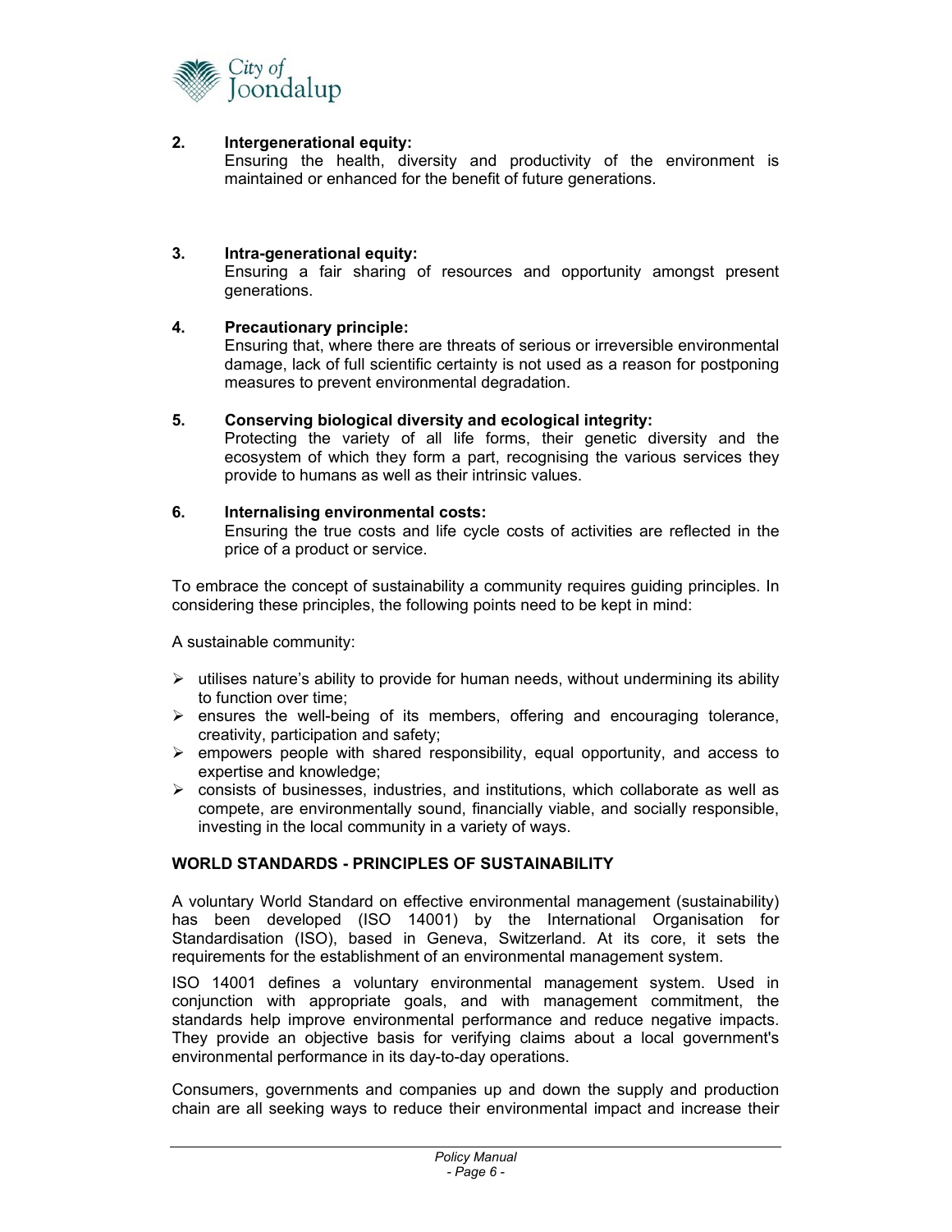2. **Intergenerational equity:**
   Ensuring the health, diversity and productivity of the environment is maintained or enhanced for the benefit of future generations.

3. **Intra-generational equity:**
   Ensuring a fair sharing of resources and opportunity amongst present generations.

4. **Precautionary principle:**
   Ensuring that, where there are threats of serious or irreversible environmental damage, lack of full scientific certainty is not used as a reason for postponing measures to prevent environmental degradation.

5. **Conserving biological diversity and ecological integrity:**
   Protecting the variety of all life forms, their genetic diversity and the ecosystem of which they form a part, recognising the various services they provide to humans as well as their intrinsic values.

6. **Internalising environmental costs:**
   Ensuring the true costs and life cycle costs of activities are reflected in the price of a product or service.

To embrace the concept of sustainability a community requires guiding principles. In considering these principles, the following points need to be kept in mind:

A sustainable community:

- utilises nature's ability to provide for human needs, without undermining its ability to function over time;
- ensures the well-being of its members, offering and encouraging tolerance, creativity, participation and safety;
- empowers people with shared responsibility, equal opportunity, and access to expertise and knowledge;
- consists of businesses, industries, and institutions, which collaborate as well as compete, are environmentally sound, financially viable, and socially responsible, investing in the local community in a variety of ways.

## WORLD STANDARDS - PRINCIPLES OF SUSTAINABILITY

A voluntary World Standard on effective environmental management (sustainability) has been developed (ISO 14001) by the International Organisation for Standardisation (ISO), based in Geneva, Switzerland. At its core, it sets the requirements for the establishment of an environmental management system.

ISO 14001 defines a voluntary environmental management system. Used in conjunction with appropriate goals, and with management commitment, the standards help improve environmental performance and reduce negative impacts. They provide an objective basis for verifying claims about a local government's environmental performance in its day-to-day operations.

Consumers, governments and companies up and down the supply and production chain are all seeking ways to reduce their environmental impact and increase their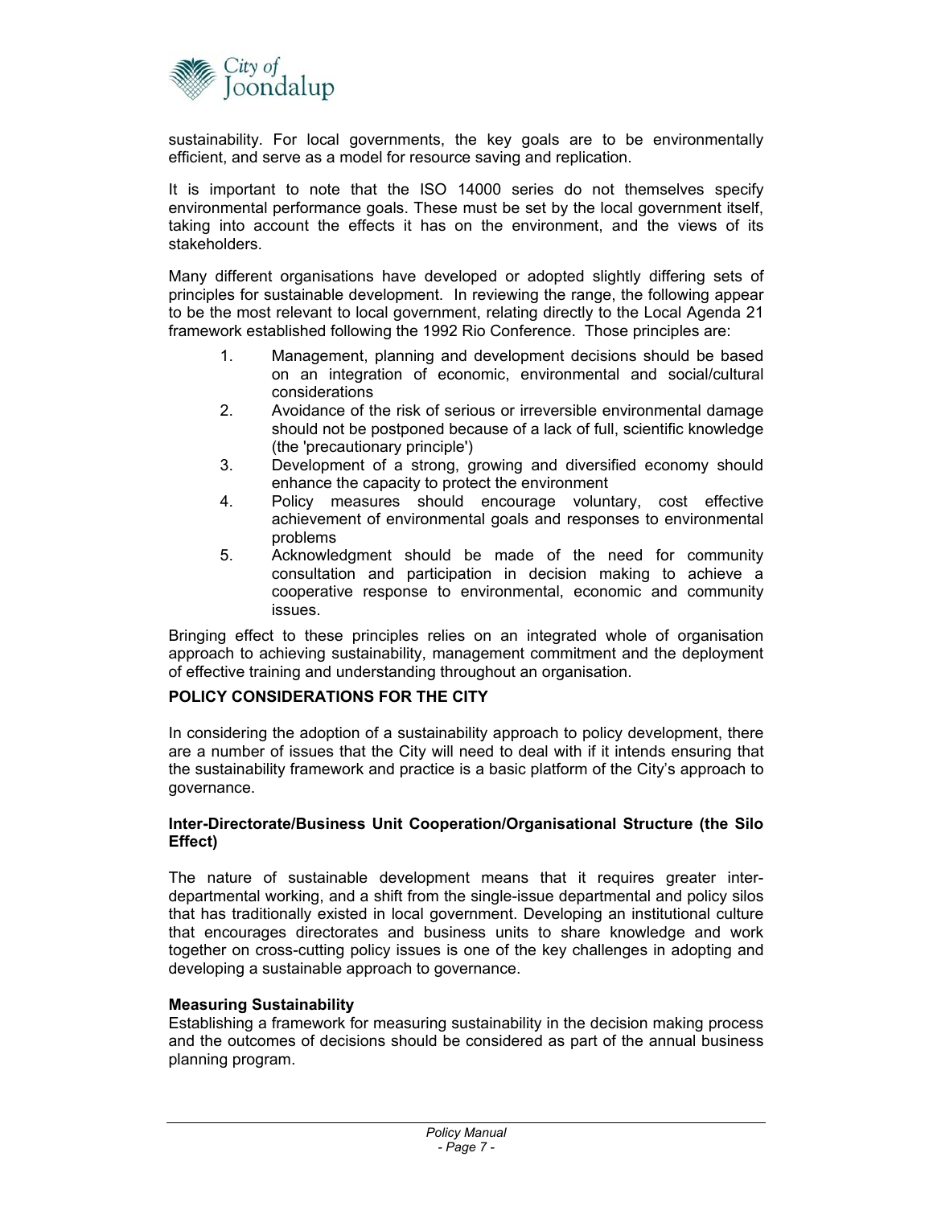sustainability. For local governments, the key goals are to be environmentally efficient, and serve as a model for resource saving and replication.

It is important to note that the ISO 14000 series do not themselves specify environmental performance goals. These must be set by the local government itself, taking into account the effects it has on the environment, and the views of its stakeholders.

Many different organisations have developed or adopted slightly differing sets of principles for sustainable development. In reviewing the range, the following appear to be the most relevant to local government, relating directly to the Local Agenda 21 framework established following the 1992 Rio Conference. Those principles are:

1. Management, planning and development decisions should be based on an integration of economic, environmental and social/cultural considerations
2. Avoidance of the risk of serious or irreversible environmental damage should not be postponed because of a lack of full, scientific knowledge (the 'precautionary principle')
3. Development of a strong, growing and diversified economy should enhance the capacity to protect the environment
4. Policy measures should encourage voluntary, cost effective achievement of environmental goals and responses to environmental problems
5. Acknowledgment should be made of the need for community consultation and participation in decision making to achieve a cooperative response to environmental, economic and community issues.

Bringing effect to these principles relies on an integrated whole of organisation approach to achieving sustainability, management commitment and the deployment of effective training and understanding throughout an organisation.

## POLICY CONSIDERATIONS FOR THE CITY

In considering the adoption of a sustainability approach to policy development, there are a number of issues that the City will need to deal with if it intends ensuring that the sustainability framework and practice is a basic platform of the City's approach to governance.

### Inter-Directorate/Business Unit Cooperation/Organisational Structure (the Silo Effect)

The nature of sustainable development means that it requires greater inter-departmental working, and a shift from the single-issue departmental and policy silos that has traditionally existed in local government. Developing an institutional culture that encourages directorates and business units to share knowledge and work together on cross-cutting policy issues is one of the key challenges in adopting and developing a sustainable approach to governance.

### Measuring Sustainability

Establishing a framework for measuring sustainability in the decision making process and the outcomes of decisions should be considered as part of the annual business planning program.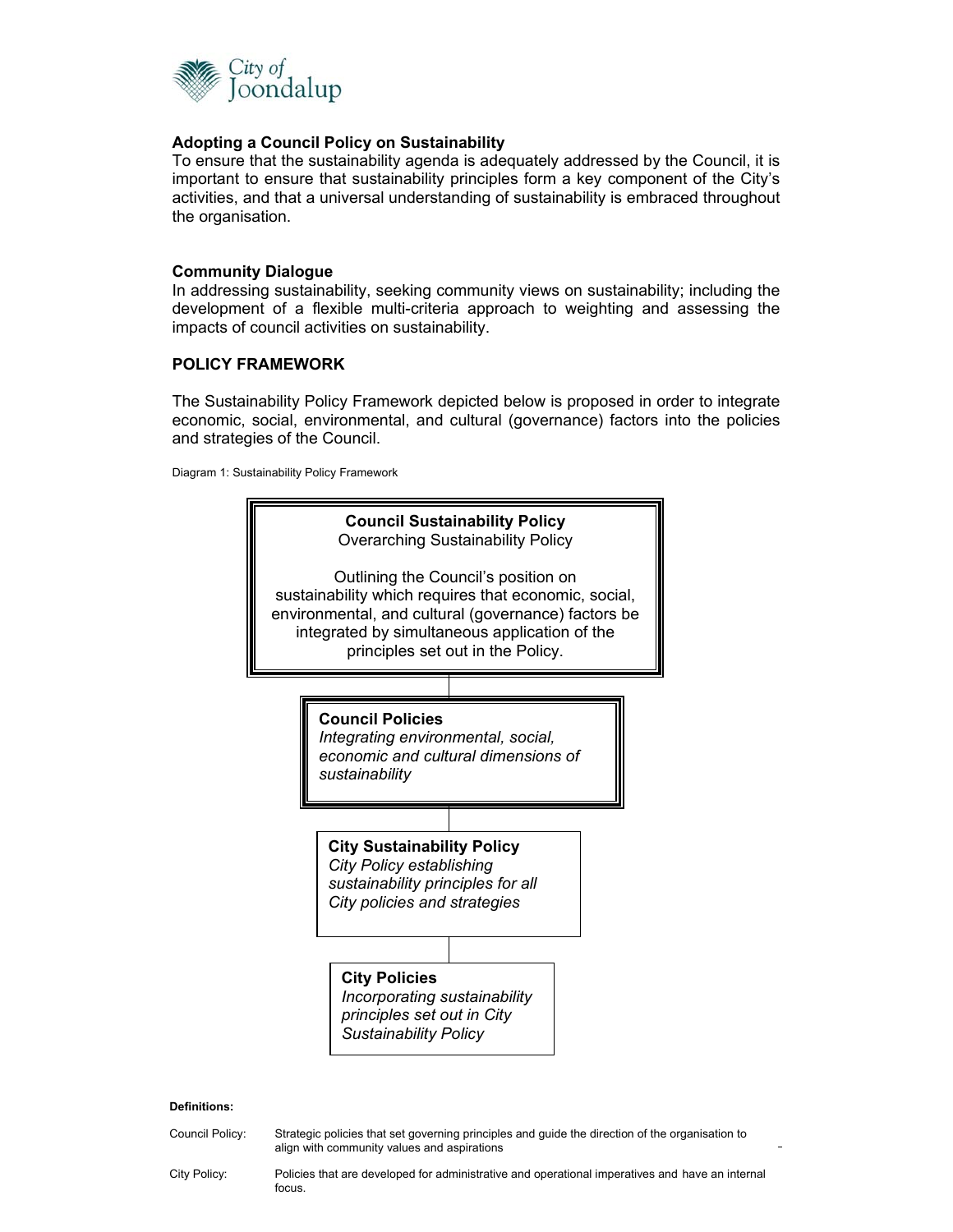**Adopting a Council Policy on Sustainability**
To ensure that the sustainability agenda is adequately addressed by the Council, it is important to ensure that sustainability principles form a key component of the City's activities, and that a universal understanding of sustainability is embraced throughout the organisation.

**Community Dialogue**
In addressing sustainability, seeking community views on sustainability; including the development of a flexible multi-criteria approach to weighting and assessing the impacts of council activities on sustainability.

**POLICY FRAMEWORK**

The Sustainability Policy Framework depicted below is proposed in order to integrate economic, social, environmental, and cultural (governance) factors into the policies and strategies of the Council.

Diagram 1: Sustainability Policy Framework

**Council Sustainability Policy**
Overarching Sustainability Policy

Outlining the Council's position on sustainability which requires that economic, social, environmental, and cultural (governance) factors be integrated by simultaneous application of the principles set out in the Policy.

**Council Policies**
*Integrating environmental, social, economic and cultural dimensions of sustainability*

**City Sustainability Policy**
*City Policy establishing sustainability principles for all City policies and strategies*

**City Policies**
*Incorporating sustainability principles set out in City Sustainability Policy*

**Definitions:**

| | |
|---|---|
| Council Policy: | Strategic policies that set governing principles and guide the direction of the organisation to align with community values and aspirations |
| City Policy: | Policies that are developed for administrative and operational imperatives and have an internal focus. |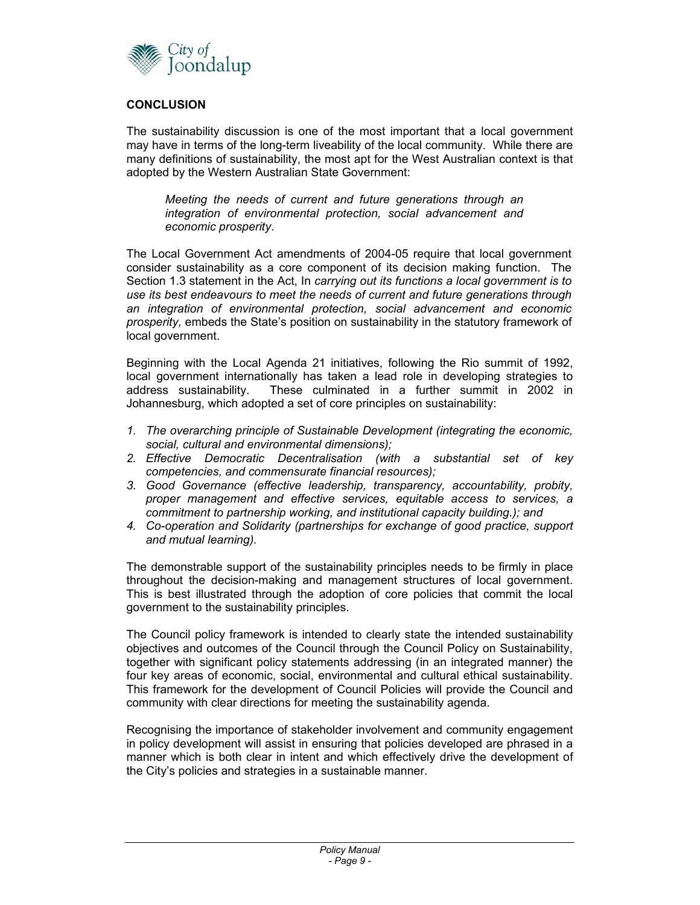**CONCLUSION**

The sustainability discussion is one of the most important that a local government may have in terms of the long-term liveability of the local community. While there are many definitions of sustainability, the most apt for the West Australian context is that adopted by the Western Australian State Government:

> *Meeting the needs of current and future generations through an integration of environmental protection, social advancement and economic prosperity*.

The Local Government Act amendments of 2004-05 require that local government consider sustainability as a core component of its decision making function. The Section 1.3 statement in the Act, In *carrying out its functions a local government is to use its best endeavours to meet the needs of current and future generations through an integration of environmental protection, social advancement and economic prosperity,* embeds the State's position on sustainability in the statutory framework of local government.

Beginning with the Local Agenda 21 initiatives, following the Rio summit of 1992, local government internationally has taken a lead role in developing strategies to address sustainability. These culminated in a further summit in 2002 in Johannesburg, which adopted a set of core principles on sustainability:

1. *The overarching principle of Sustainable Development (integrating the economic, social, cultural and environmental dimensions);*
2. *Effective Democratic Decentralisation (with a substantial set of key competencies, and commensurate financial resources);*
3. *Good Governance (effective leadership, transparency, accountability, probity, proper management and effective services, equitable access to services, a commitment to partnership working, and institutional capacity building.); and*
4. *Co-operation and Solidarity (partnerships for exchange of good practice, support and mutual learning).*

The demonstrable support of the sustainability principles needs to be firmly in place throughout the decision-making and management structures of local government. This is best illustrated through the adoption of core policies that commit the local government to the sustainability principles.

The Council policy framework is intended to clearly state the intended sustainability objectives and outcomes of the Council through the Council Policy on Sustainability, together with significant policy statements addressing (in an integrated manner) the four key areas of economic, social, environmental and cultural ethical sustainability. This framework for the development of Council Policies will provide the Council and community with clear directions for meeting the sustainability agenda.

Recognising the importance of stakeholder involvement and community engagement in policy development will assist in ensuring that policies developed are phrased in a manner which is both clear in intent and which effectively drive the development of the City's policies and strategies in a sustainable manner.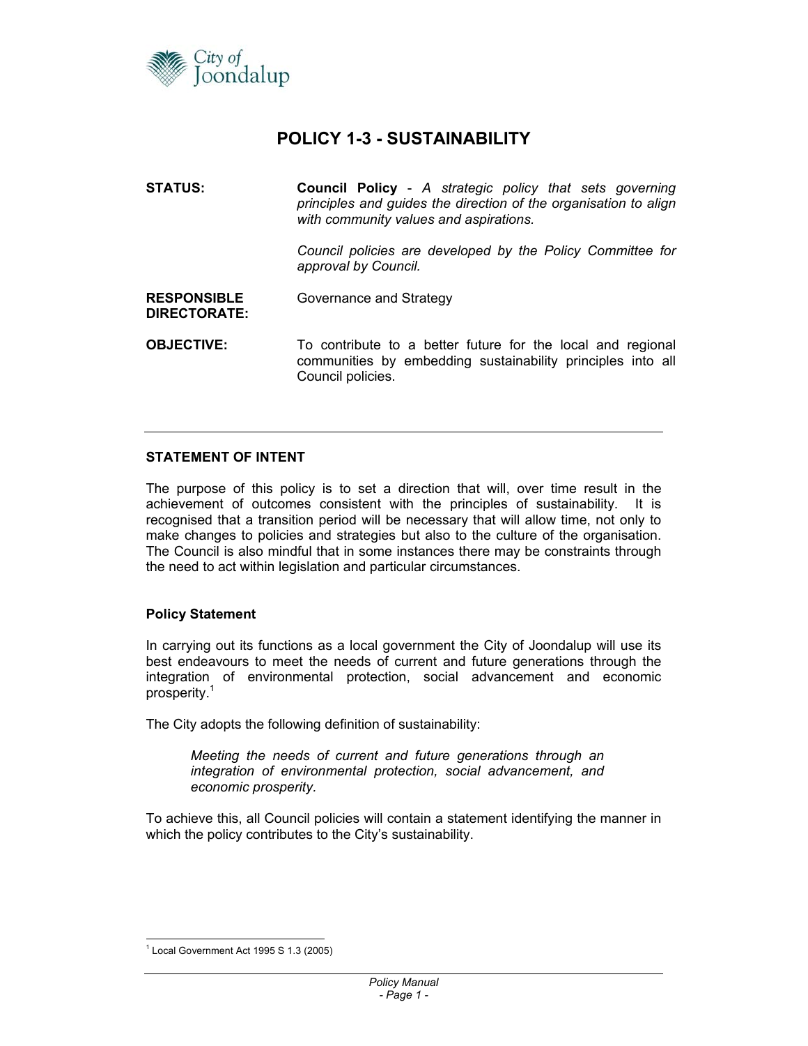# POLICY 1-3 - SUSTAINABILITY

**STATUS:** **Council Policy** - *A strategic policy that sets governing principles and guides the direction of the organisation to align with community values and aspirations.*

*Council policies are developed by the Policy Committee for approval by Council.*

**RESPONSIBLE DIRECTORATE:** Governance and Strategy

**OBJECTIVE:** To contribute to a better future for the local and regional communities by embedding sustainability principles into all Council policies.

---

## STATEMENT OF INTENT

The purpose of this policy is to set a direction that will, over time result in the achievement of outcomes consistent with the principles of sustainability. It is recognised that a transition period will be necessary that will allow time, not only to make changes to policies and strategies but also to the culture of the organisation. The Council is also mindful that in some instances there may be constraints through the need to act within legislation and particular circumstances.

### Policy Statement

In carrying out its functions as a local government the City of Joondalup will use its best endeavours to meet the needs of current and future generations through the integration of environmental protection, social advancement and economic prosperity.[1]

The City adopts the following definition of sustainability:

> *Meeting the needs of current and future generations through an integration of environmental protection, social advancement, and economic prosperity.*

To achieve this, all Council policies will contain a statement identifying the manner in which the policy contributes to the City's sustainability.

---

[1] Local Government Act 1995 S 1.3 (2005)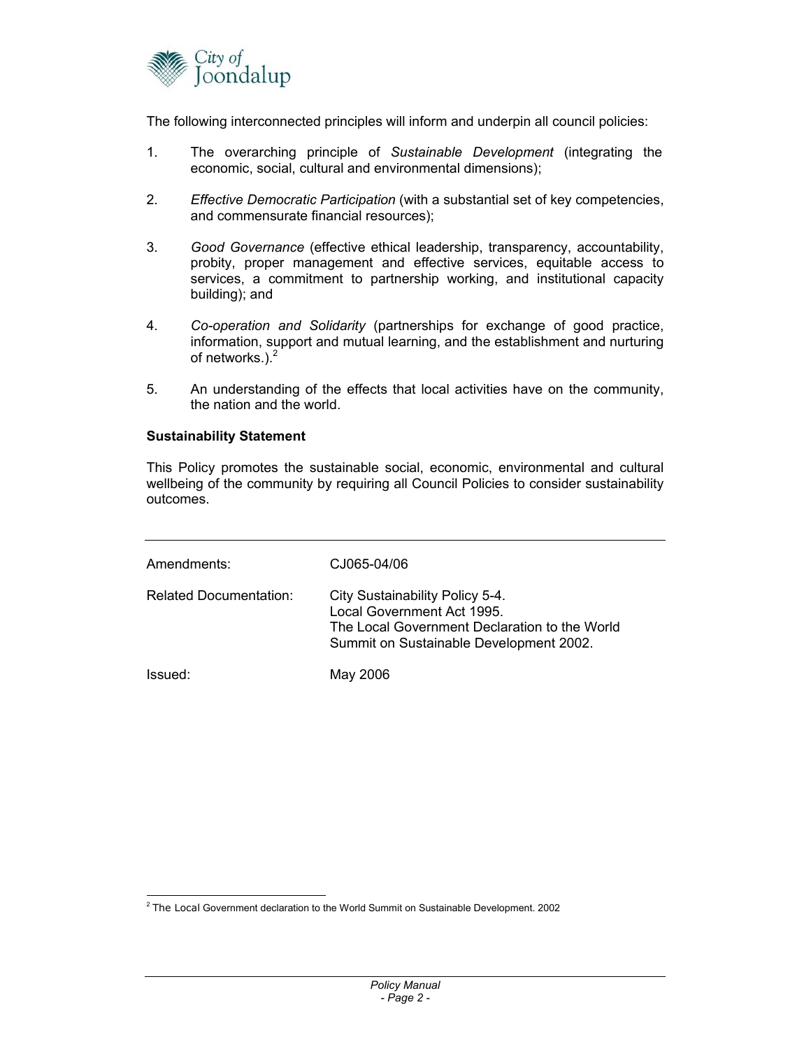The following interconnected principles will inform and underpin all council policies:

1. The overarching principle of *Sustainable Development* (integrating the economic, social, cultural and environmental dimensions);

2. *Effective Democratic Participation* (with a substantial set of key competencies, and commensurate financial resources);

3. *Good Governance* (effective ethical leadership, transparency, accountability, probity, proper management and effective services, equitable access to services, a commitment to partnership working, and institutional capacity building); and

4. *Co-operation and Solidarity* (partnerships for exchange of good practice, information, support and mutual learning, and the establishment and nurturing of networks.).[2]

5. An understanding of the effects that local activities have on the community, the nation and the world.

**Sustainability Statement**

This Policy promotes the sustainable social, economic, environmental and cultural wellbeing of the community by requiring all Council Policies to consider sustainability outcomes.

| | |
|---|---|
| Amendments: | CJ065-04/06 |
| Related Documentation: | City Sustainability Policy 5-4.<br>Local Government Act 1995.<br>The Local Government Declaration to the World Summit on Sustainable Development 2002. |
| Issued: | May 2006 |

[2] The Local Government declaration to the World Summit on Sustainable Development. 2002